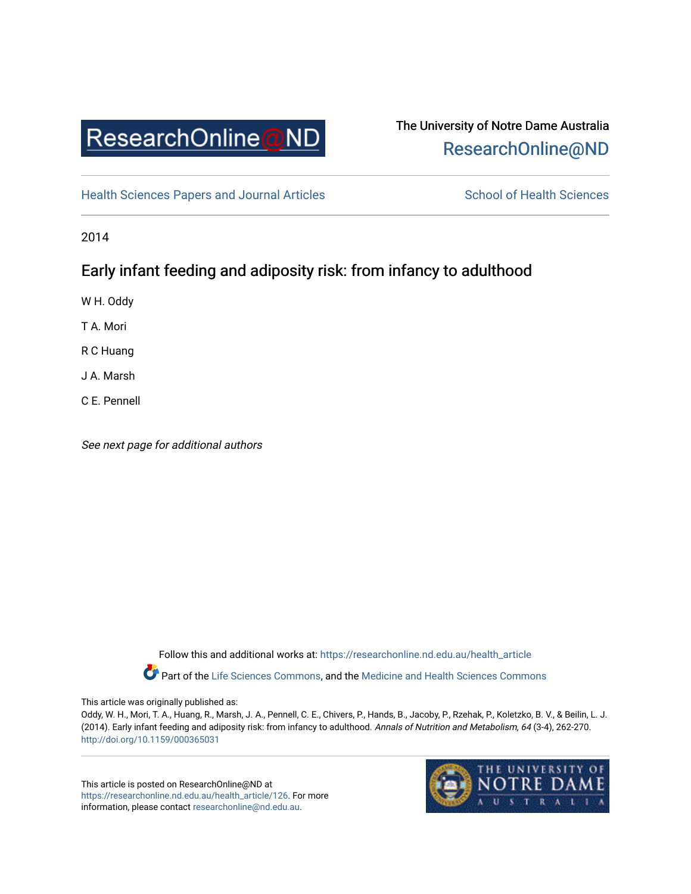ResearchOnline@ND

The University of Notre Dame Australia
ResearchOnline@ND

Health Sciences Papers and Journal Articles | School of Health Sciences

2014

# Early infant feeding and adiposity risk: from infancy to adulthood

W H. Oddy

T A. Mori

R C Huang

J A. Marsh

C E. Pennell

*See next page for additional authors*

Follow this and additional works at: https://researchonline.nd.edu.au/health_article

Part of the Life Sciences Commons, and the Medicine and Health Sciences Commons

This article was originally published as:

Oddy, W. H., Mori, T. A., Huang, R., Marsh, J. A., Pennell, C. E., Chivers, P., Hands, B., Jacoby, P., Rzehak, P., Koletzko, B. V., & Beilin, L. J. (2014). Early infant feeding and adiposity risk: from infancy to adulthood. *Annals of Nutrition and Metabolism, 64* (3-4), 262-270.
http://doi.org/10.1159/000365031

This article is posted on ResearchOnline@ND at https://researchonline.nd.edu.au/health_article/126. For more information, please contact researchonline@nd.edu.au.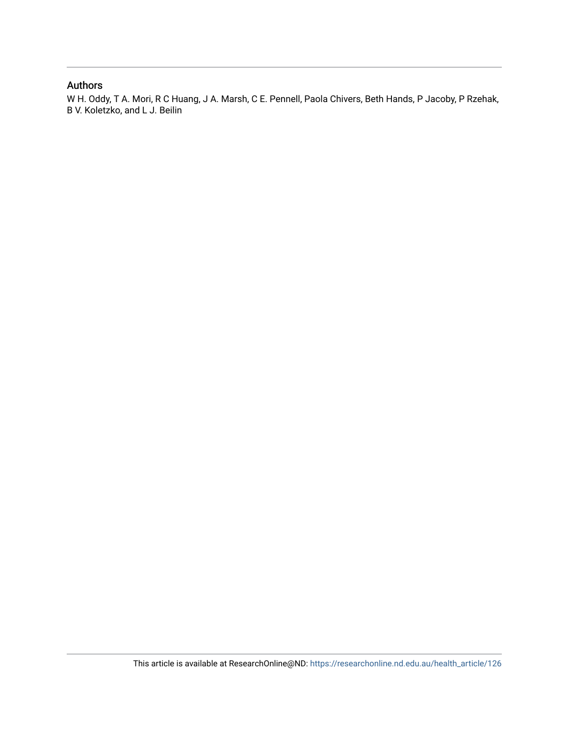## Authors

W H. Oddy, T A. Mori, R C Huang, J A. Marsh, C E. Pennell, Paola Chivers, Beth Hands, P Jacoby, P Rzehak, B V. Koletzko, and L J. Beilin

This article is available at ResearchOnline@ND: https://researchonline.nd.edu.au/health_article/126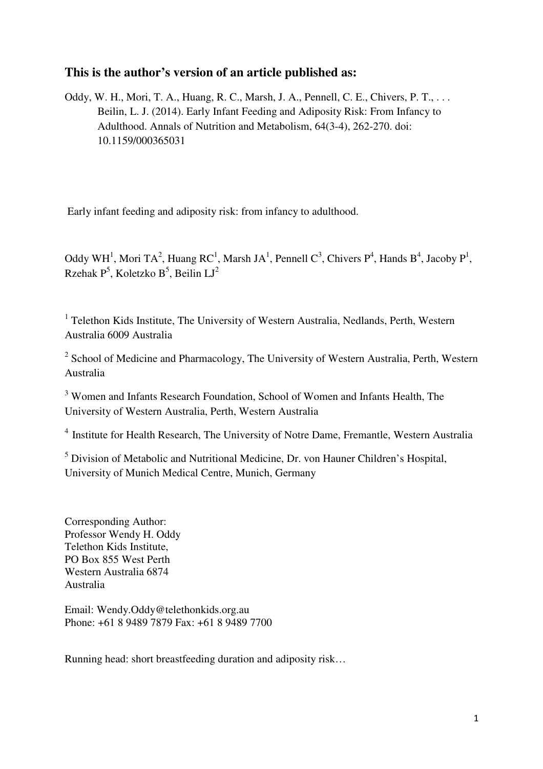**This is the author's version of an article published as:**

Oddy, W. H., Mori, T. A., Huang, R. C., Marsh, J. A., Pennell, C. E., Chivers, P. T., . . . Beilin, L. J. (2014). Early Infant Feeding and Adiposity Risk: From Infancy to Adulthood. Annals of Nutrition and Metabolism, 64(3-4), 262-270. doi: 10.1159/000365031

Early infant feeding and adiposity risk: from infancy to adulthood.

Oddy WH[1], Mori TA[2], Huang RC[1], Marsh JA[1], Pennell C[3], Chivers P[4], Hands B[4], Jacoby P[1], Rzehak P[5], Koletzko B[5], Beilin LJ[2]

[1] Telethon Kids Institute, The University of Western Australia, Nedlands, Perth, Western Australia 6009 Australia

[2] School of Medicine and Pharmacology, The University of Western Australia, Perth, Western Australia

[3] Women and Infants Research Foundation, School of Women and Infants Health, The University of Western Australia, Perth, Western Australia

[4] Institute for Health Research, The University of Notre Dame, Fremantle, Western Australia

[5] Division of Metabolic and Nutritional Medicine, Dr. von Hauner Children's Hospital, University of Munich Medical Centre, Munich, Germany

Corresponding Author:
Professor Wendy H. Oddy
Telethon Kids Institute,
PO Box 855 West Perth
Western Australia 6874
Australia

Email: Wendy.Oddy@telethonkids.org.au
Phone: +61 8 9489 7879 Fax: +61 8 9489 7700

Running head: short breastfeeding duration and adiposity risk…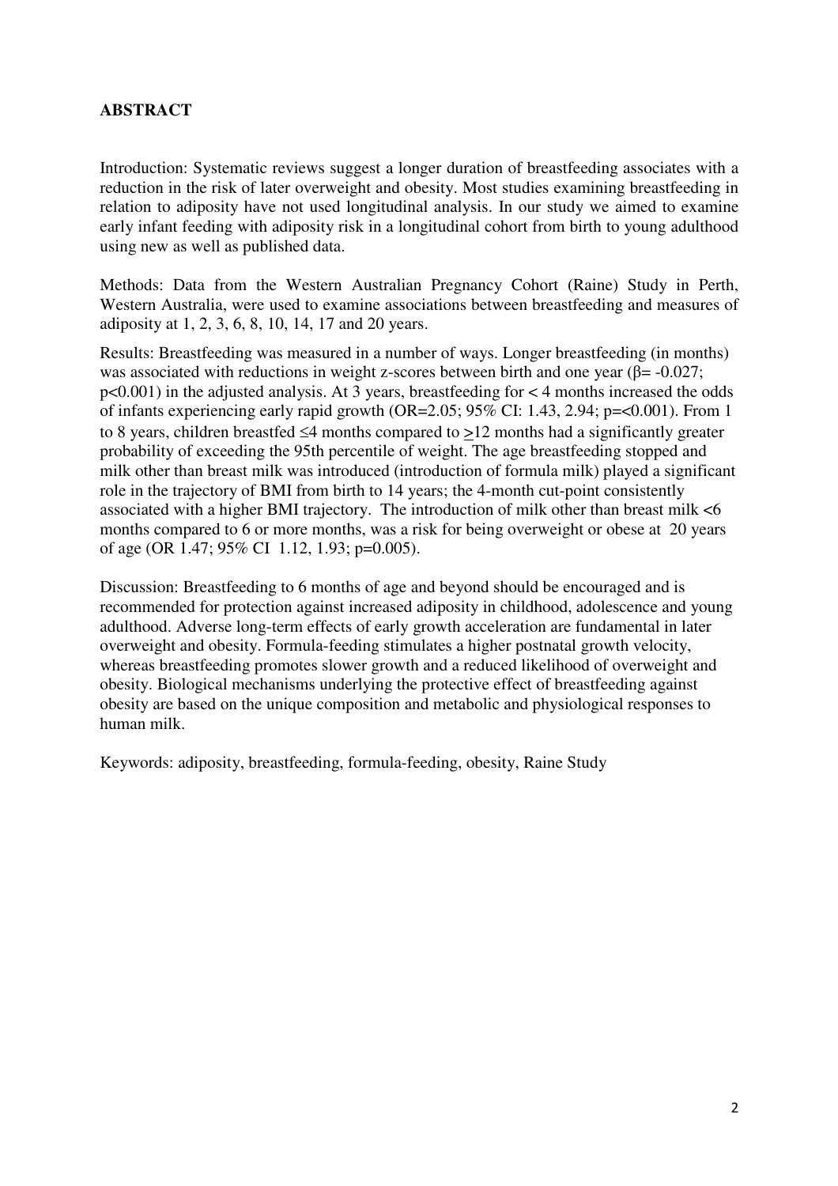## ABSTRACT

Introduction: Systematic reviews suggest a longer duration of breastfeeding associates with a reduction in the risk of later overweight and obesity. Most studies examining breastfeeding in relation to adiposity have not used longitudinal analysis. In our study we aimed to examine early infant feeding with adiposity risk in a longitudinal cohort from birth to young adulthood using new as well as published data.

Methods: Data from the Western Australian Pregnancy Cohort (Raine) Study in Perth, Western Australia, were used to examine associations between breastfeeding and measures of adiposity at 1, 2, 3, 6, 8, 10, 14, 17 and 20 years.

Results: Breastfeeding was measured in a number of ways. Longer breastfeeding (in months) was associated with reductions in weight z-scores between birth and one year ($\beta$= -0.027; $p<0.001$) in the adjusted analysis. At 3 years, breastfeeding for < 4 months increased the odds of infants experiencing early rapid growth (OR=2.05; 95% CI: 1.43, 2.94; p=<0.001). From 1 to 8 years, children breastfed ≤4 months compared to ≥12 months had a significantly greater probability of exceeding the 95th percentile of weight. The age breastfeeding stopped and milk other than breast milk was introduced (introduction of formula milk) played a significant role in the trajectory of BMI from birth to 14 years; the 4-month cut-point consistently associated with a higher BMI trajectory. The introduction of milk other than breast milk <6 months compared to 6 or more months, was a risk for being overweight or obese at 20 years of age (OR 1.47; 95% CI 1.12, 1.93; p=0.005).

Discussion: Breastfeeding to 6 months of age and beyond should be encouraged and is recommended for protection against increased adiposity in childhood, adolescence and young adulthood. Adverse long-term effects of early growth acceleration are fundamental in later overweight and obesity. Formula-feeding stimulates a higher postnatal growth velocity, whereas breastfeeding promotes slower growth and a reduced likelihood of overweight and obesity. Biological mechanisms underlying the protective effect of breastfeeding against obesity are based on the unique composition and metabolic and physiological responses to human milk.

Keywords: adiposity, breastfeeding, formula-feeding, obesity, Raine Study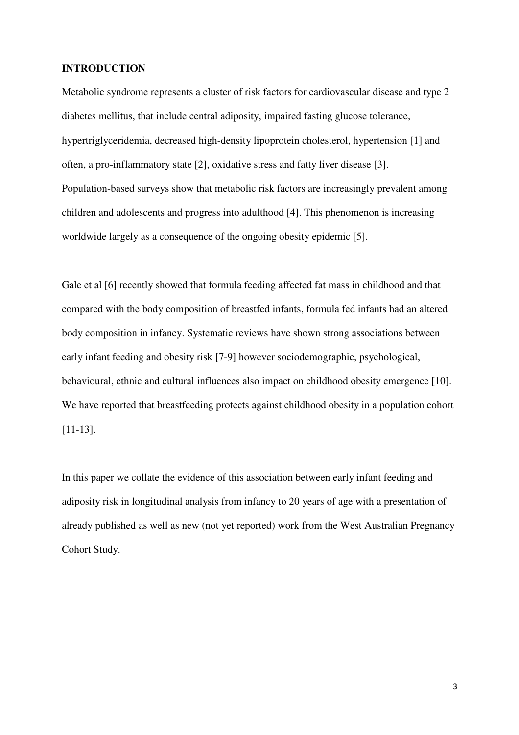## INTRODUCTION

Metabolic syndrome represents a cluster of risk factors for cardiovascular disease and type 2 diabetes mellitus, that include central adiposity, impaired fasting glucose tolerance, hypertriglyceridemia, decreased high-density lipoprotein cholesterol, hypertension [1] and often, a pro-inflammatory state [2], oxidative stress and fatty liver disease [3]. Population-based surveys show that metabolic risk factors are increasingly prevalent among children and adolescents and progress into adulthood [4]. This phenomenon is increasing worldwide largely as a consequence of the ongoing obesity epidemic [5].

Gale et al [6] recently showed that formula feeding affected fat mass in childhood and that compared with the body composition of breastfed infants, formula fed infants had an altered body composition in infancy. Systematic reviews have shown strong associations between early infant feeding and obesity risk [7-9] however sociodemographic, psychological, behavioural, ethnic and cultural influences also impact on childhood obesity emergence [10]. We have reported that breastfeeding protects against childhood obesity in a population cohort [11-13].

In this paper we collate the evidence of this association between early infant feeding and adiposity risk in longitudinal analysis from infancy to 20 years of age with a presentation of already published as well as new (not yet reported) work from the West Australian Pregnancy Cohort Study.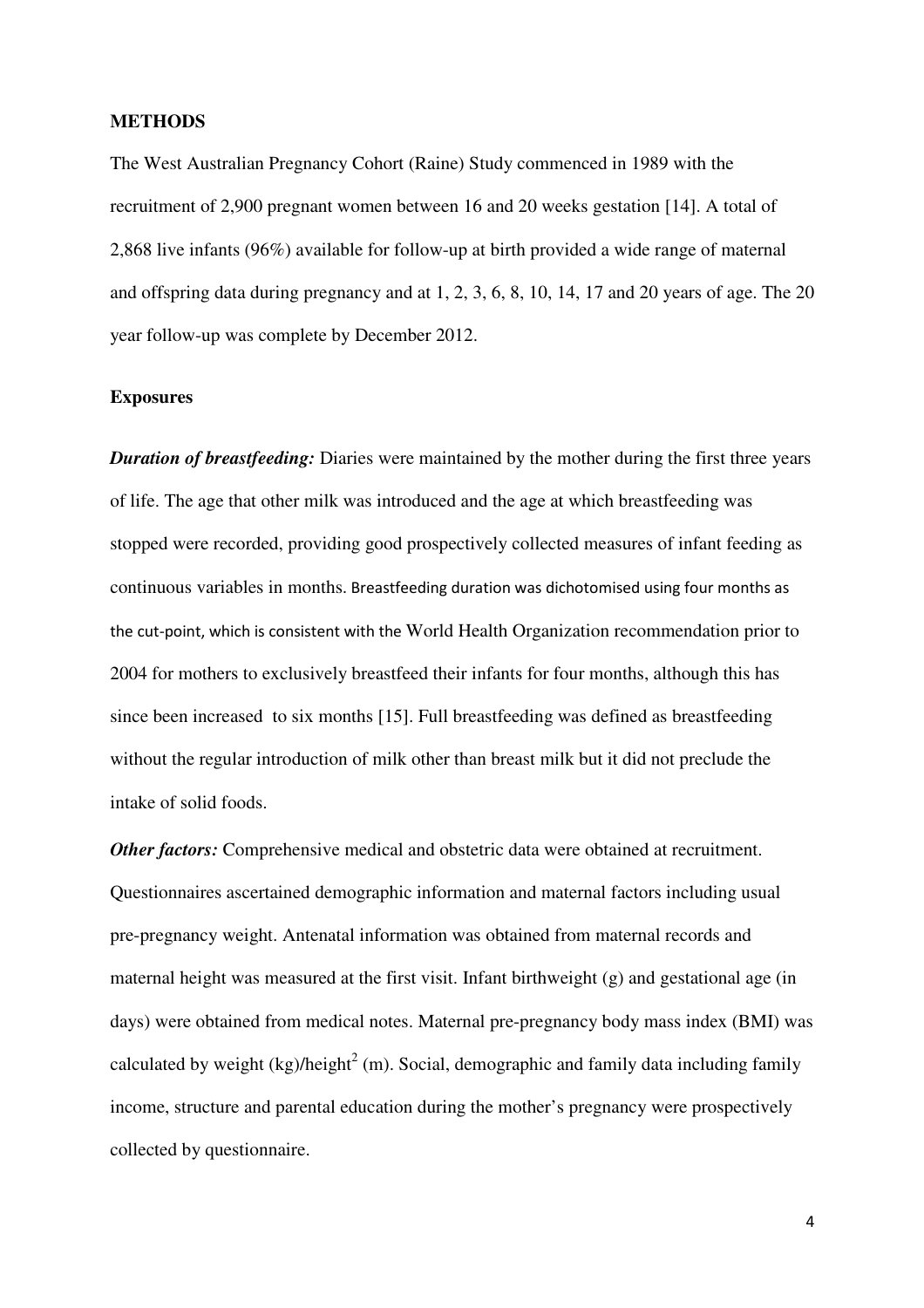**METHODS**

The West Australian Pregnancy Cohort (Raine) Study commenced in 1989 with the recruitment of 2,900 pregnant women between 16 and 20 weeks gestation [14]. A total of 2,868 live infants (96%) available for follow-up at birth provided a wide range of maternal and offspring data during pregnancy and at 1, 2, 3, 6, 8, 10, 14, 17 and 20 years of age. The 20 year follow-up was complete by December 2012.

**Exposures**

***Duration of breastfeeding:*** Diaries were maintained by the mother during the first three years of life. The age that other milk was introduced and the age at which breastfeeding was stopped were recorded, providing good prospectively collected measures of infant feeding as continuous variables in months. Breastfeeding duration was dichotomised using four months as the cut-point, which is consistent with the World Health Organization recommendation prior to 2004 for mothers to exclusively breastfeed their infants for four months, although this has since been increased to six months [15]. Full breastfeeding was defined as breastfeeding without the regular introduction of milk other than breast milk but it did not preclude the intake of solid foods.

***Other factors:*** Comprehensive medical and obstetric data were obtained at recruitment. Questionnaires ascertained demographic information and maternal factors including usual pre-pregnancy weight. Antenatal information was obtained from maternal records and maternal height was measured at the first visit. Infant birthweight (g) and gestational age (in days) were obtained from medical notes. Maternal pre-pregnancy body mass index (BMI) was calculated by weight (kg)/height$^2$ (m). Social, demographic and family data including family income, structure and parental education during the mother's pregnancy were prospectively collected by questionnaire.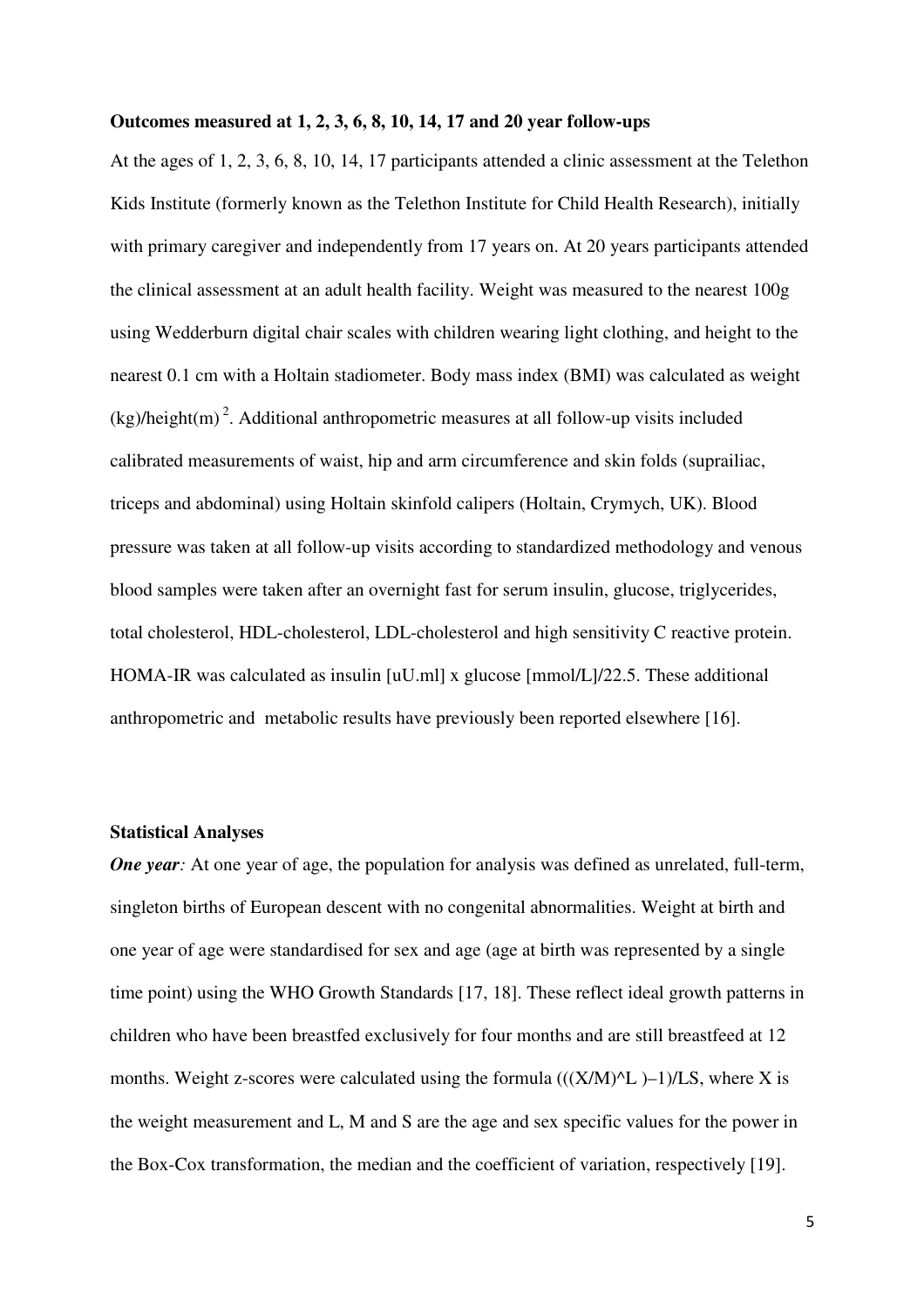**Outcomes measured at 1, 2, 3, 6, 8, 10, 14, 17 and 20 year follow-ups**

At the ages of 1, 2, 3, 6, 8, 10, 14, 17 participants attended a clinic assessment at the Telethon Kids Institute (formerly known as the Telethon Institute for Child Health Research), initially with primary caregiver and independently from 17 years on. At 20 years participants attended the clinical assessment at an adult health facility. Weight was measured to the nearest 100g using Wedderburn digital chair scales with children wearing light clothing, and height to the nearest 0.1 cm with a Holtain stadiometer. Body mass index (BMI) was calculated as weight (kg)/height(m)$^2$. Additional anthropometric measures at all follow-up visits included calibrated measurements of waist, hip and arm circumference and skin folds (suprailiac, triceps and abdominal) using Holtain skinfold calipers (Holtain, Crymych, UK). Blood pressure was taken at all follow-up visits according to standardized methodology and venous blood samples were taken after an overnight fast for serum insulin, glucose, triglycerides, total cholesterol, HDL-cholesterol, LDL-cholesterol and high sensitivity C reactive protein. HOMA-IR was calculated as insulin [uU.ml] x glucose [mmol/L]/22.5. These additional anthropometric and metabolic results have previously been reported elsewhere [16].

**Statistical Analyses**

***One year**:* At one year of age, the population for analysis was defined as unrelated, full-term, singleton births of European descent with no congenital abnormalities. Weight at birth and one year of age were standardised for sex and age (age at birth was represented by a single time point) using the WHO Growth Standards [17, 18]. These reflect ideal growth patterns in children who have been breastfed exclusively for four months and are still breastfeed at 12 months. Weight z-scores were calculated using the formula $(((X/M)^L)-1)/LS$, where X is the weight measurement and L, M and S are the age and sex specific values for the power in the Box-Cox transformation, the median and the coefficient of variation, respectively [19].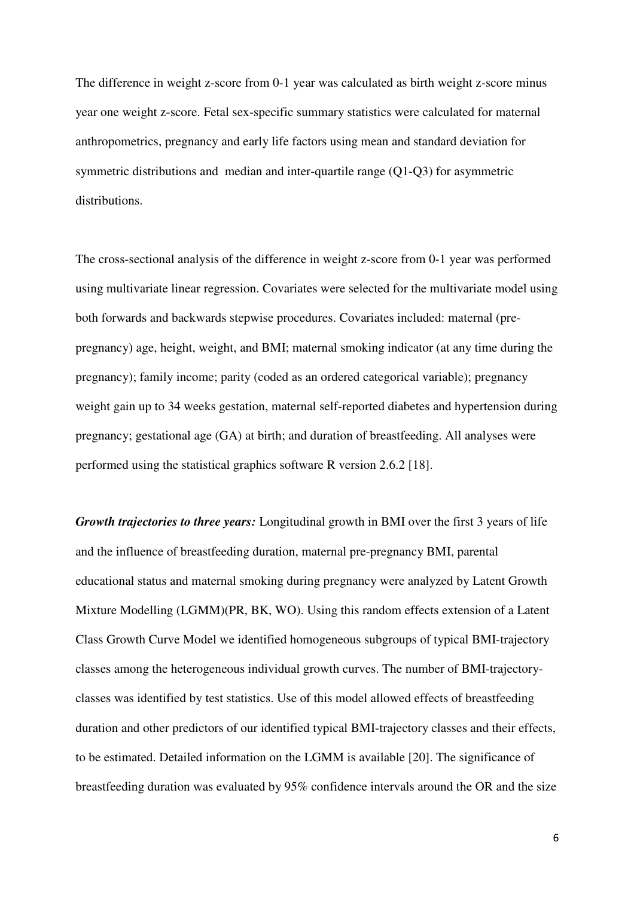The difference in weight z-score from 0-1 year was calculated as birth weight z-score minus year one weight z-score. Fetal sex-specific summary statistics were calculated for maternal anthropometrics, pregnancy and early life factors using mean and standard deviation for symmetric distributions and median and inter-quartile range (Q1-Q3) for asymmetric distributions.

The cross-sectional analysis of the difference in weight z-score from 0-1 year was performed using multivariate linear regression. Covariates were selected for the multivariate model using both forwards and backwards stepwise procedures. Covariates included: maternal (pre-pregnancy) age, height, weight, and BMI; maternal smoking indicator (at any time during the pregnancy); family income; parity (coded as an ordered categorical variable); pregnancy weight gain up to 34 weeks gestation, maternal self-reported diabetes and hypertension during pregnancy; gestational age (GA) at birth; and duration of breastfeeding. All analyses were performed using the statistical graphics software R version 2.6.2 [18].

***Growth trajectories to three years:*** Longitudinal growth in BMI over the first 3 years of life and the influence of breastfeeding duration, maternal pre-pregnancy BMI, parental educational status and maternal smoking during pregnancy were analyzed by Latent Growth Mixture Modelling (LGMM)(PR, BK, WO). Using this random effects extension of a Latent Class Growth Curve Model we identified homogeneous subgroups of typical BMI-trajectory classes among the heterogeneous individual growth curves. The number of BMI-trajectory-classes was identified by test statistics. Use of this model allowed effects of breastfeeding duration and other predictors of our identified typical BMI-trajectory classes and their effects, to be estimated. Detailed information on the LGMM is available [20]. The significance of breastfeeding duration was evaluated by 95% confidence intervals around the OR and the size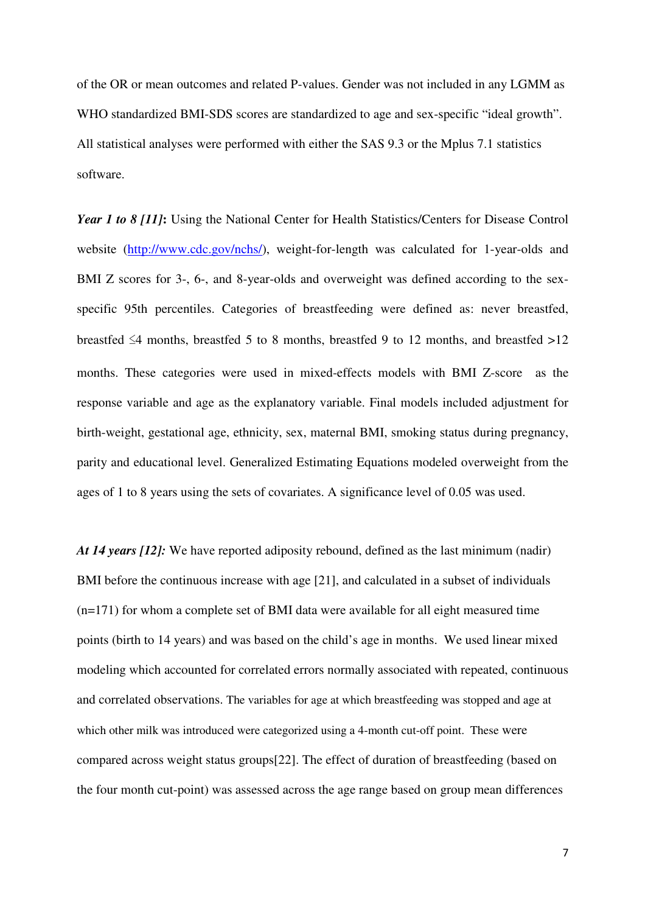of the OR or mean outcomes and related P-values. Gender was not included in any LGMM as WHO standardized BMI-SDS scores are standardized to age and sex-specific "ideal growth". All statistical analyses were performed with either the SAS 9.3 or the Mplus 7.1 statistics software.

***Year 1 to 8 [11]*:** Using the National Center for Health Statistics/Centers for Disease Control website (http://www.cdc.gov/nchs/), weight-for-length was calculated for 1-year-olds and BMI Z scores for 3-, 6-, and 8-year-olds and overweight was defined according to the sex-specific 95th percentiles. Categories of breastfeeding were defined as: never breastfed, breastfed ≤4 months, breastfed 5 to 8 months, breastfed 9 to 12 months, and breastfed >12 months. These categories were used in mixed-effects models with BMI Z-score as the response variable and age as the explanatory variable. Final models included adjustment for birth-weight, gestational age, ethnicity, sex, maternal BMI, smoking status during pregnancy, parity and educational level. Generalized Estimating Equations modeled overweight from the ages of 1 to 8 years using the sets of covariates. A significance level of 0.05 was used.

***At 14 years [12]:*** We have reported adiposity rebound, defined as the last minimum (nadir) BMI before the continuous increase with age [21], and calculated in a subset of individuals (n=171) for whom a complete set of BMI data were available for all eight measured time points (birth to 14 years) and was based on the child's age in months. We used linear mixed modeling which accounted for correlated errors normally associated with repeated, continuous and correlated observations. The variables for age at which breastfeeding was stopped and age at which other milk was introduced were categorized using a 4-month cut-off point. These were compared across weight status groups[22]. The effect of duration of breastfeeding (based on the four month cut-point) was assessed across the age range based on group mean differences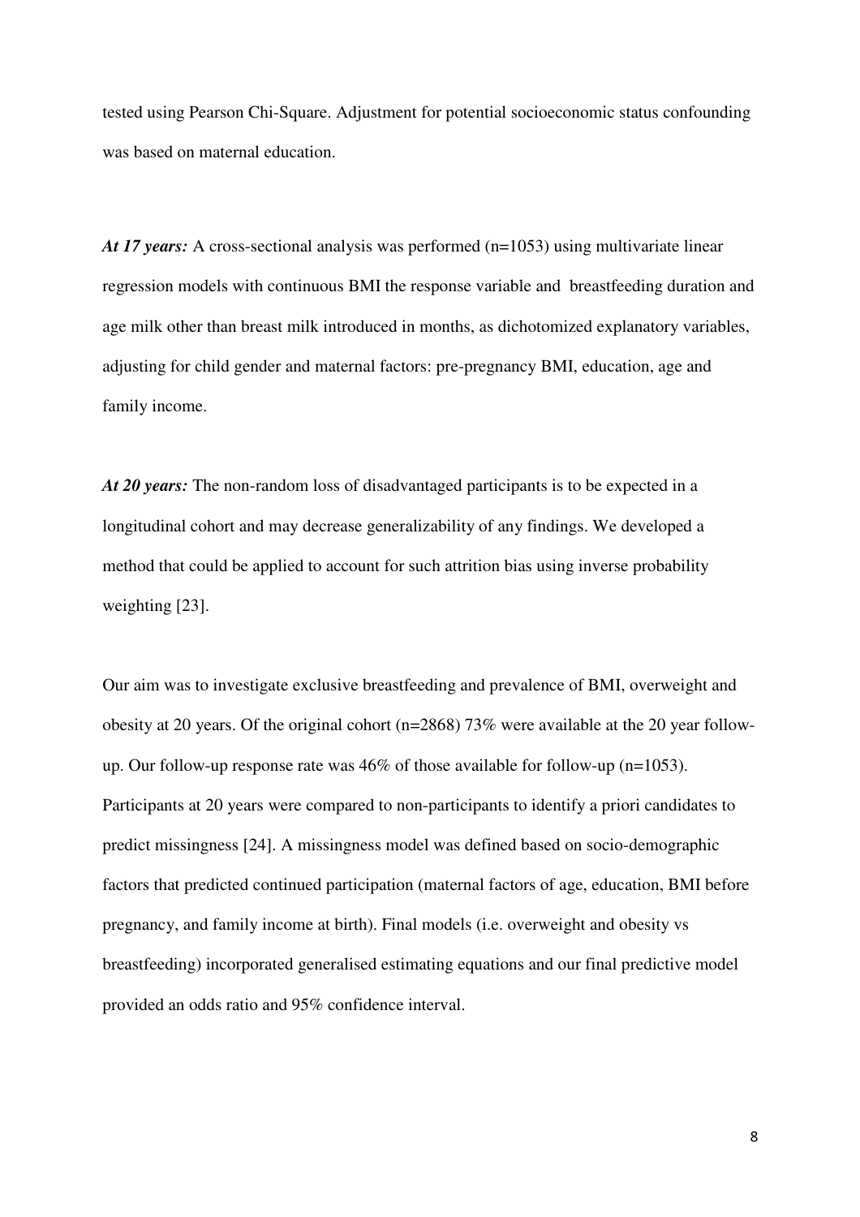tested using Pearson Chi-Square. Adjustment for potential socioeconomic status confounding was based on maternal education.

***At 17 years:*** A cross-sectional analysis was performed (n=1053) using multivariate linear regression models with continuous BMI the response variable and breastfeeding duration and age milk other than breast milk introduced in months, as dichotomized explanatory variables, adjusting for child gender and maternal factors: pre-pregnancy BMI, education, age and family income.

***At 20 years:*** The non-random loss of disadvantaged participants is to be expected in a longitudinal cohort and may decrease generalizability of any findings. We developed a method that could be applied to account for such attrition bias using inverse probability weighting [23].

Our aim was to investigate exclusive breastfeeding and prevalence of BMI, overweight and obesity at 20 years. Of the original cohort (n=2868) 73% were available at the 20 year follow-up. Our follow-up response rate was 46% of those available for follow-up (n=1053). Participants at 20 years were compared to non-participants to identify a priori candidates to predict missingness [24]. A missingness model was defined based on socio-demographic factors that predicted continued participation (maternal factors of age, education, BMI before pregnancy, and family income at birth). Final models (i.e. overweight and obesity vs breastfeeding) incorporated generalised estimating equations and our final predictive model provided an odds ratio and 95% confidence interval.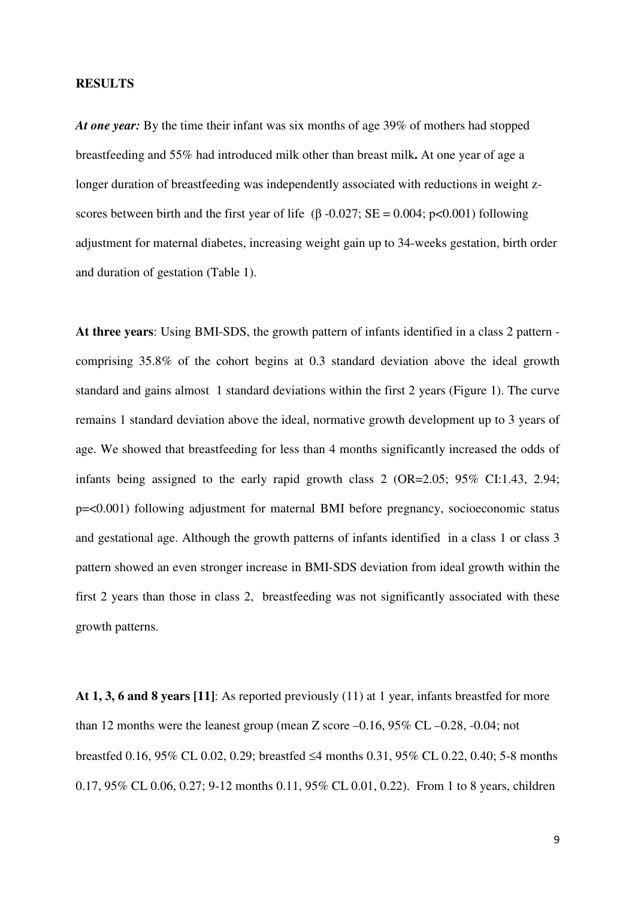**RESULTS**

***At one year:*** By the time their infant was six months of age 39% of mothers had stopped breastfeeding and 55% had introduced milk other than breast milk**.** At one year of age a longer duration of breastfeeding was independently associated with reductions in weight z-scores between birth and the first year of life ($\beta$ -0.027; SE = 0.004; $p<0.001$) following adjustment for maternal diabetes, increasing weight gain up to 34-weeks gestation, birth order and duration of gestation (Table 1).

**At three years**: Using BMI-SDS, the growth pattern of infants identified in a class 2 pattern - comprising 35.8% of the cohort begins at 0.3 standard deviation above the ideal growth standard and gains almost 1 standard deviations within the first 2 years (Figure 1). The curve remains 1 standard deviation above the ideal, normative growth development up to 3 years of age. We showed that breastfeeding for less than 4 months significantly increased the odds of infants being assigned to the early rapid growth class 2 (OR=2.05; 95% CI:1.43, 2.94; p=<0.001) following adjustment for maternal BMI before pregnancy, socioeconomic status and gestational age. Although the growth patterns of infants identified in a class 1 or class 3 pattern showed an even stronger increase in BMI-SDS deviation from ideal growth within the first 2 years than those in class 2, breastfeeding was not significantly associated with these growth patterns.

**At 1, 3, 6 and 8 years [11]**: As reported previously (11) at 1 year, infants breastfed for more than 12 months were the leanest group (mean Z score –0.16, 95% CL –0.28, -0.04; not breastfed 0.16, 95% CL 0.02, 0.29; breastfed ≤4 months 0.31, 95% CL 0.22, 0.40; 5-8 months 0.17, 95% CL 0.06, 0.27; 9-12 months 0.11, 95% CL 0.01, 0.22). From 1 to 8 years, children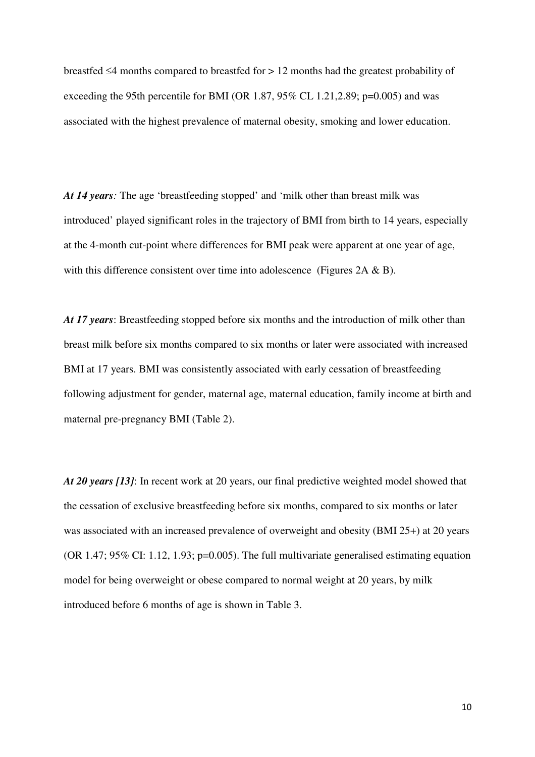breastfed ≤4 months compared to breastfed for > 12 months had the greatest probability of exceeding the 95th percentile for BMI (OR 1.87, 95% CL 1.21,2.89; p=0.005) and was associated with the highest prevalence of maternal obesity, smoking and lower education.

***At 14 years:*** The age 'breastfeeding stopped' and 'milk other than breast milk was introduced' played significant roles in the trajectory of BMI from birth to 14 years, especially at the 4-month cut-point where differences for BMI peak were apparent at one year of age, with this difference consistent over time into adolescence (Figures 2A & B).

***At 17 years***: Breastfeeding stopped before six months and the introduction of milk other than breast milk before six months compared to six months or later were associated with increased BMI at 17 years. BMI was consistently associated with early cessation of breastfeeding following adjustment for gender, maternal age, maternal education, family income at birth and maternal pre-pregnancy BMI (Table 2).

***At 20 years [13]***: In recent work at 20 years, our final predictive weighted model showed that the cessation of exclusive breastfeeding before six months, compared to six months or later was associated with an increased prevalence of overweight and obesity (BMI 25+) at 20 years (OR 1.47; 95% CI: 1.12, 1.93; p=0.005). The full multivariate generalised estimating equation model for being overweight or obese compared to normal weight at 20 years, by milk introduced before 6 months of age is shown in Table 3.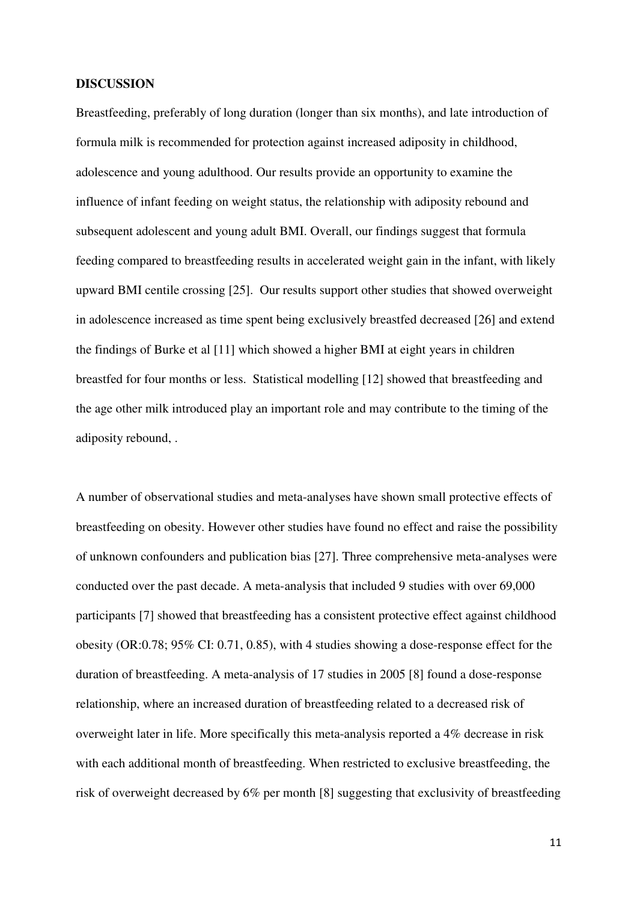**DISCUSSION**

Breastfeeding, preferably of long duration (longer than six months), and late introduction of formula milk is recommended for protection against increased adiposity in childhood, adolescence and young adulthood. Our results provide an opportunity to examine the influence of infant feeding on weight status, the relationship with adiposity rebound and subsequent adolescent and young adult BMI. Overall, our findings suggest that formula feeding compared to breastfeeding results in accelerated weight gain in the infant, with likely upward BMI centile crossing [25]. Our results support other studies that showed overweight in adolescence increased as time spent being exclusively breastfed decreased [26] and extend the findings of Burke et al [11] which showed a higher BMI at eight years in children breastfed for four months or less. Statistical modelling [12] showed that breastfeeding and the age other milk introduced play an important role and may contribute to the timing of the adiposity rebound, .

A number of observational studies and meta-analyses have shown small protective effects of breastfeeding on obesity. However other studies have found no effect and raise the possibility of unknown confounders and publication bias [27]. Three comprehensive meta-analyses were conducted over the past decade. A meta-analysis that included 9 studies with over 69,000 participants [7] showed that breastfeeding has a consistent protective effect against childhood obesity (OR:0.78; 95% CI: 0.71, 0.85), with 4 studies showing a dose-response effect for the duration of breastfeeding. A meta-analysis of 17 studies in 2005 [8] found a dose-response relationship, where an increased duration of breastfeeding related to a decreased risk of overweight later in life. More specifically this meta-analysis reported a 4% decrease in risk with each additional month of breastfeeding. When restricted to exclusive breastfeeding, the risk of overweight decreased by 6% per month [8] suggesting that exclusivity of breastfeeding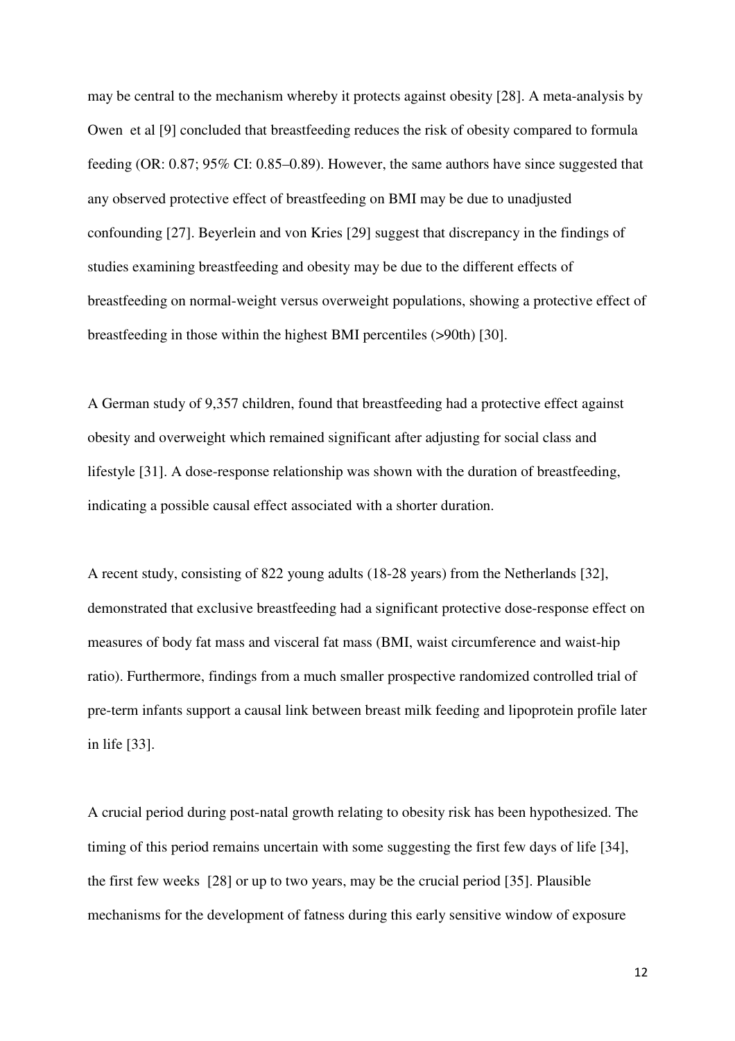may be central to the mechanism whereby it protects against obesity [28]. A meta-analysis by Owen et al [9] concluded that breastfeeding reduces the risk of obesity compared to formula feeding (OR: 0.87; 95% CI: 0.85–0.89). However, the same authors have since suggested that any observed protective effect of breastfeeding on BMI may be due to unadjusted confounding [27]. Beyerlein and von Kries [29] suggest that discrepancy in the findings of studies examining breastfeeding and obesity may be due to the different effects of breastfeeding on normal-weight versus overweight populations, showing a protective effect of breastfeeding in those within the highest BMI percentiles (>90th) [30].

A German study of 9,357 children, found that breastfeeding had a protective effect against obesity and overweight which remained significant after adjusting for social class and lifestyle [31]. A dose-response relationship was shown with the duration of breastfeeding, indicating a possible causal effect associated with a shorter duration.

A recent study, consisting of 822 young adults (18-28 years) from the Netherlands [32], demonstrated that exclusive breastfeeding had a significant protective dose-response effect on measures of body fat mass and visceral fat mass (BMI, waist circumference and waist-hip ratio). Furthermore, findings from a much smaller prospective randomized controlled trial of pre-term infants support a causal link between breast milk feeding and lipoprotein profile later in life [33].

A crucial period during post-natal growth relating to obesity risk has been hypothesized. The timing of this period remains uncertain with some suggesting the first few days of life [34], the first few weeks [28] or up to two years, may be the crucial period [35]. Plausible mechanisms for the development of fatness during this early sensitive window of exposure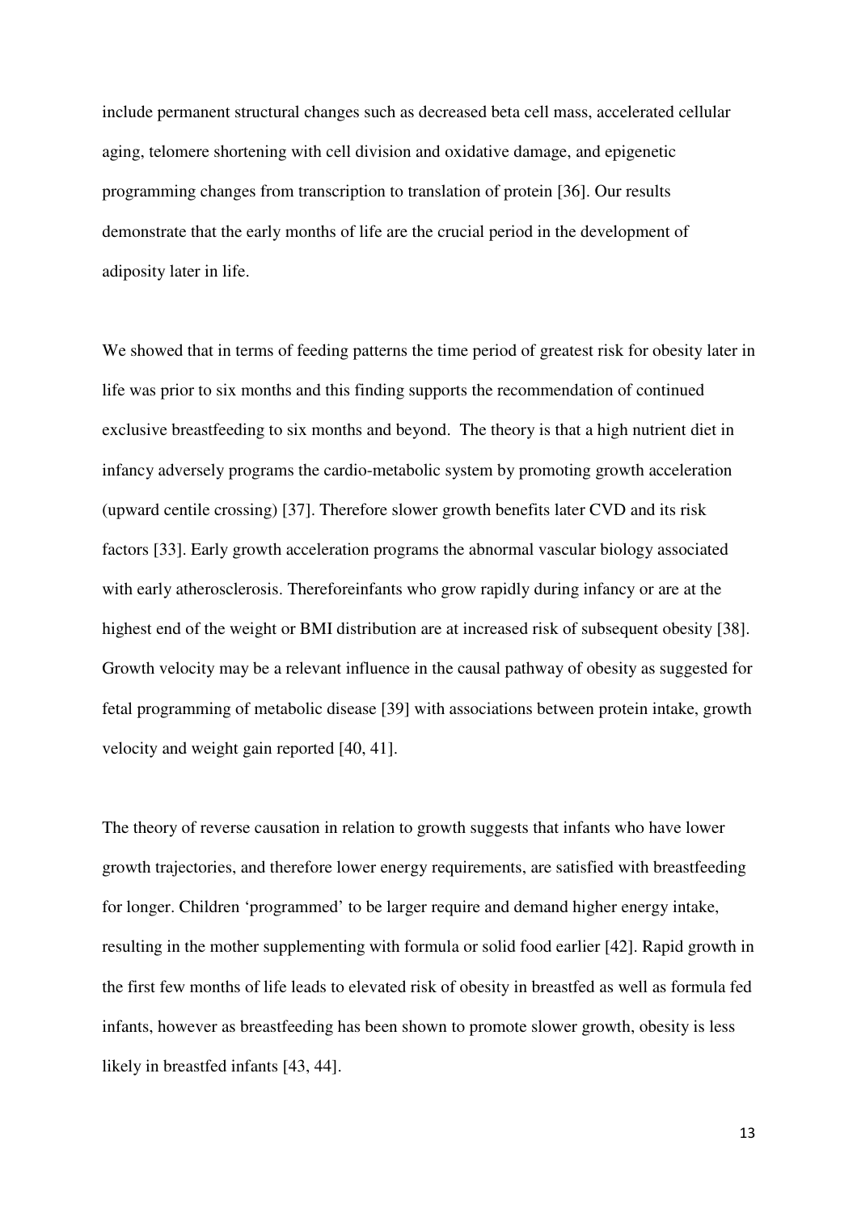include permanent structural changes such as decreased beta cell mass, accelerated cellular aging, telomere shortening with cell division and oxidative damage, and epigenetic programming changes from transcription to translation of protein [36]. Our results demonstrate that the early months of life are the crucial period in the development of adiposity later in life.

We showed that in terms of feeding patterns the time period of greatest risk for obesity later in life was prior to six months and this finding supports the recommendation of continued exclusive breastfeeding to six months and beyond. The theory is that a high nutrient diet in infancy adversely programs the cardio-metabolic system by promoting growth acceleration (upward centile crossing) [37]. Therefore slower growth benefits later CVD and its risk factors [33]. Early growth acceleration programs the abnormal vascular biology associated with early atherosclerosis. Thereforeinfants who grow rapidly during infancy or are at the highest end of the weight or BMI distribution are at increased risk of subsequent obesity [38]. Growth velocity may be a relevant influence in the causal pathway of obesity as suggested for fetal programming of metabolic disease [39] with associations between protein intake, growth velocity and weight gain reported [40, 41].

The theory of reverse causation in relation to growth suggests that infants who have lower growth trajectories, and therefore lower energy requirements, are satisfied with breastfeeding for longer. Children 'programmed' to be larger require and demand higher energy intake, resulting in the mother supplementing with formula or solid food earlier [42]. Rapid growth in the first few months of life leads to elevated risk of obesity in breastfed as well as formula fed infants, however as breastfeeding has been shown to promote slower growth, obesity is less likely in breastfed infants [43, 44].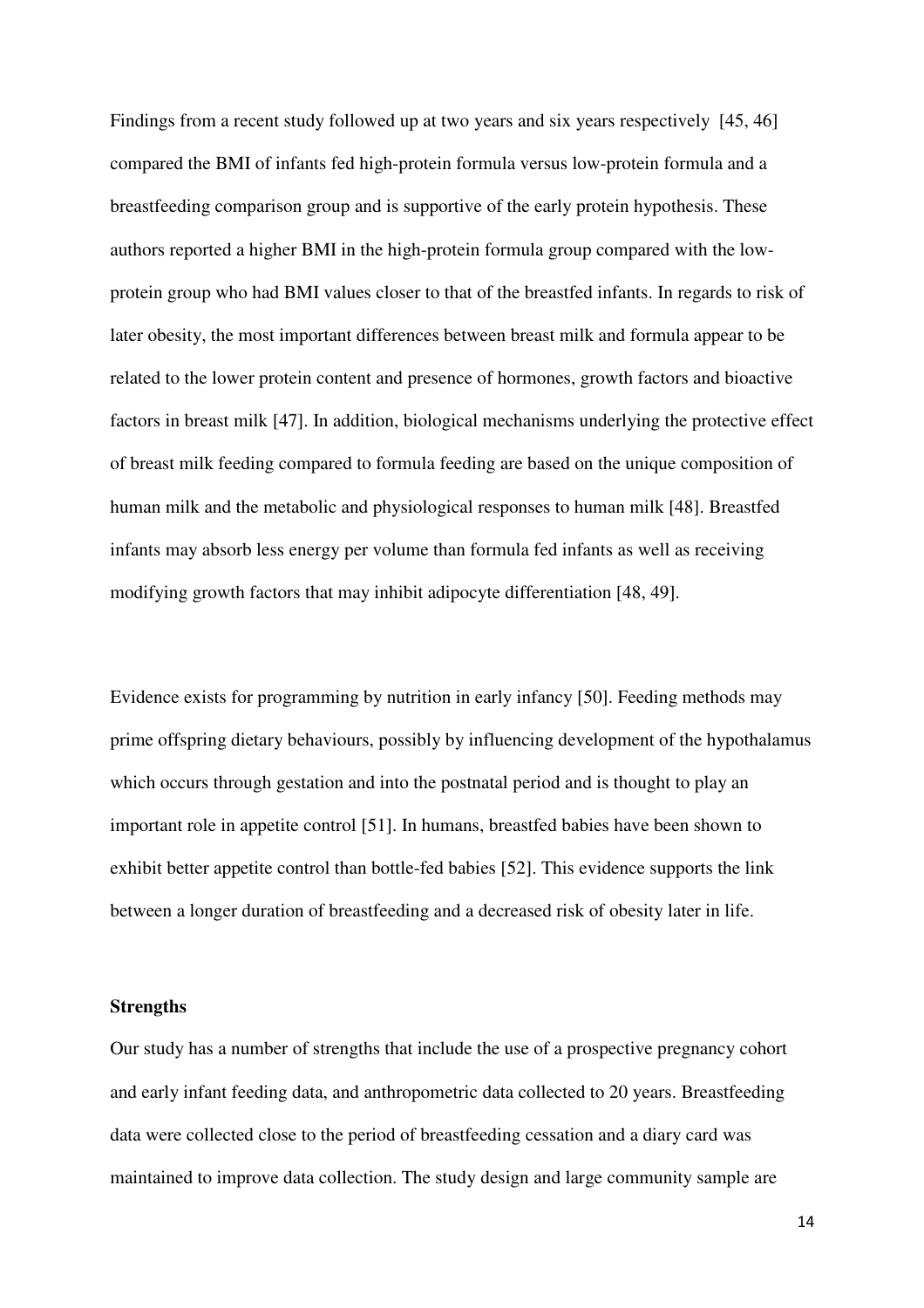Findings from a recent study followed up at two years and six years respectively [45, 46] compared the BMI of infants fed high-protein formula versus low-protein formula and a breastfeeding comparison group and is supportive of the early protein hypothesis. These authors reported a higher BMI in the high-protein formula group compared with the low-protein group who had BMI values closer to that of the breastfed infants. In regards to risk of later obesity, the most important differences between breast milk and formula appear to be related to the lower protein content and presence of hormones, growth factors and bioactive factors in breast milk [47]. In addition, biological mechanisms underlying the protective effect of breast milk feeding compared to formula feeding are based on the unique composition of human milk and the metabolic and physiological responses to human milk [48]. Breastfed infants may absorb less energy per volume than formula fed infants as well as receiving modifying growth factors that may inhibit adipocyte differentiation [48, 49].

Evidence exists for programming by nutrition in early infancy [50]. Feeding methods may prime offspring dietary behaviours, possibly by influencing development of the hypothalamus which occurs through gestation and into the postnatal period and is thought to play an important role in appetite control [51]. In humans, breastfed babies have been shown to exhibit better appetite control than bottle-fed babies [52]. This evidence supports the link between a longer duration of breastfeeding and a decreased risk of obesity later in life.

**Strengths**

Our study has a number of strengths that include the use of a prospective pregnancy cohort and early infant feeding data, and anthropometric data collected to 20 years. Breastfeeding data were collected close to the period of breastfeeding cessation and a diary card was maintained to improve data collection. The study design and large community sample are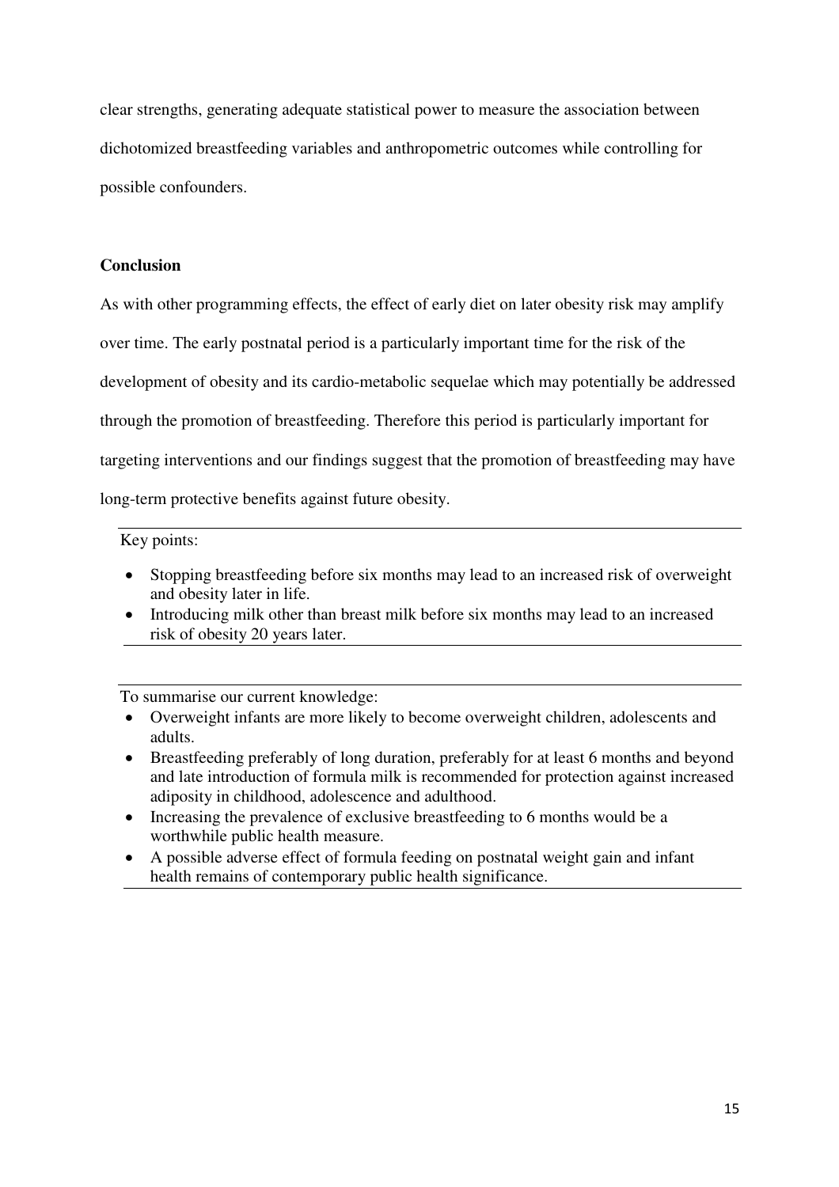clear strengths, generating adequate statistical power to measure the association between dichotomized breastfeeding variables and anthropometric outcomes while controlling for possible confounders.

**Conclusion**

As with other programming effects, the effect of early diet on later obesity risk may amplify over time. The early postnatal period is a particularly important time for the risk of the development of obesity and its cardio-metabolic sequelae which may potentially be addressed through the promotion of breastfeeding. Therefore this period is particularly important for targeting interventions and our findings suggest that the promotion of breastfeeding may have long-term protective benefits against future obesity.

---

Key points:

- Stopping breastfeeding before six months may lead to an increased risk of overweight and obesity later in life.
- Introducing milk other than breast milk before six months may lead to an increased risk of obesity 20 years later.

---

To summarise our current knowledge:

- Overweight infants are more likely to become overweight children, adolescents and adults.
- Breastfeeding preferably of long duration, preferably for at least 6 months and beyond and late introduction of formula milk is recommended for protection against increased adiposity in childhood, adolescence and adulthood.
- Increasing the prevalence of exclusive breastfeeding to 6 months would be a worthwhile public health measure.
- A possible adverse effect of formula feeding on postnatal weight gain and infant health remains of contemporary public health significance.

---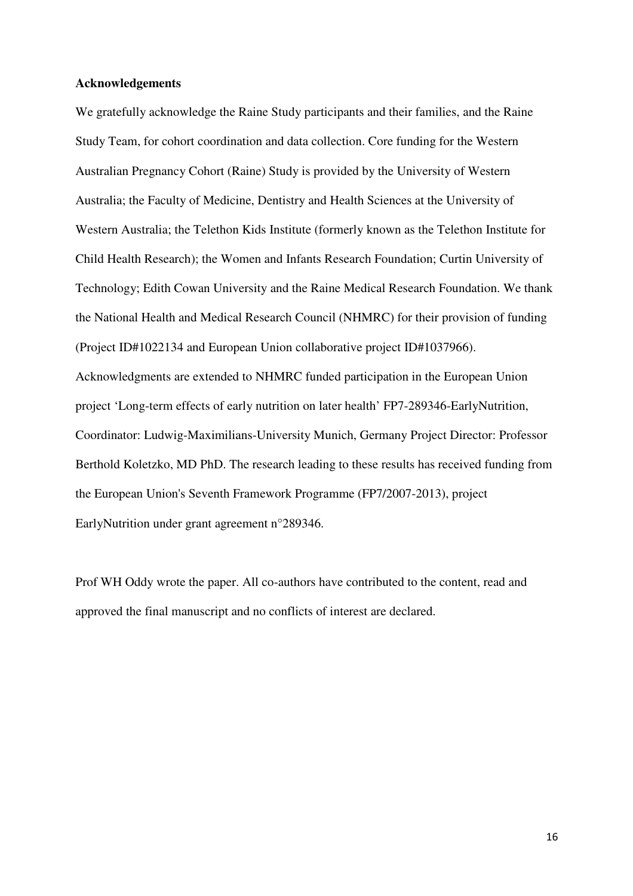**Acknowledgements**

We gratefully acknowledge the Raine Study participants and their families, and the Raine Study Team, for cohort coordination and data collection. Core funding for the Western Australian Pregnancy Cohort (Raine) Study is provided by the University of Western Australia; the Faculty of Medicine, Dentistry and Health Sciences at the University of Western Australia; the Telethon Kids Institute (formerly known as the Telethon Institute for Child Health Research); the Women and Infants Research Foundation; Curtin University of Technology; Edith Cowan University and the Raine Medical Research Foundation. We thank the National Health and Medical Research Council (NHMRC) for their provision of funding (Project ID#1022134 and European Union collaborative project ID#1037966). Acknowledgments are extended to NHMRC funded participation in the European Union project 'Long-term effects of early nutrition on later health' FP7-289346-EarlyNutrition, Coordinator: Ludwig-Maximilians-University Munich, Germany Project Director: Professor Berthold Koletzko, MD PhD. The research leading to these results has received funding from the European Union's Seventh Framework Programme (FP7/2007-2013), project EarlyNutrition under grant agreement n°289346.

Prof WH Oddy wrote the paper. All co-authors have contributed to the content, read and approved the final manuscript and no conflicts of interest are declared.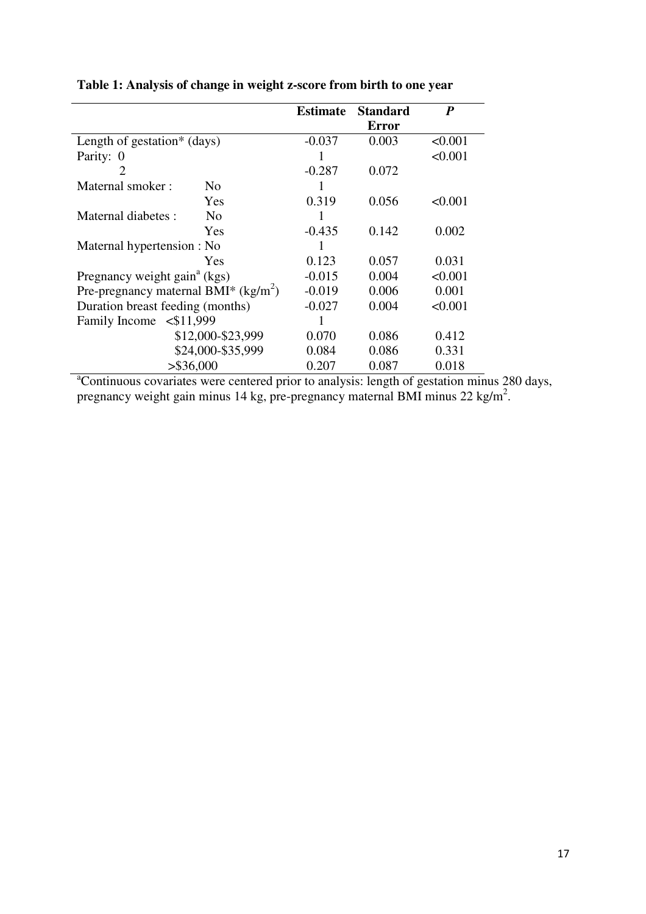**Table 1: Analysis of change in weight z-score from birth to one year**

| | | Estimate | Standard Error | *P* |
|---|---|---|---|---|
| Length of gestation* (days) | | -0.037 | 0.003 | <0.001 |
| Parity: 0 | | 1 | | <0.001 |
| 2 | | -0.287 | 0.072 | |
| Maternal smoker : | No | 1 | | |
| | Yes | 0.319 | 0.056 | <0.001 |
| Maternal diabetes : | No | 1 | | |
| | Yes | -0.435 | 0.142 | 0.002 |
| Maternal hypertension : | No | 1 | | |
| | Yes | 0.123 | 0.057 | 0.031 |
| Pregnancy weight gain[a] (kgs) | | -0.015 | 0.004 | <0.001 |
| Pre-pregnancy maternal BMI* ($kg/m^2$) | | -0.019 | 0.006 | 0.001 |
| Duration breast feeding (months) | | -0.027 | 0.004 | <0.001 |
| Family Income | <\$11,999 | 1 | | |
| | \$12,000-\$23,999 | 0.070 | 0.086 | 0.412 |
| | \$24,000-\$35,999 | 0.084 | 0.086 | 0.331 |
| | >\$36,000 | 0.207 | 0.087 | 0.018 |

[a]Continuous covariates were centered prior to analysis: length of gestation minus 280 days, pregnancy weight gain minus 14 kg, pre-pregnancy maternal BMI minus 22 $kg/m^2$.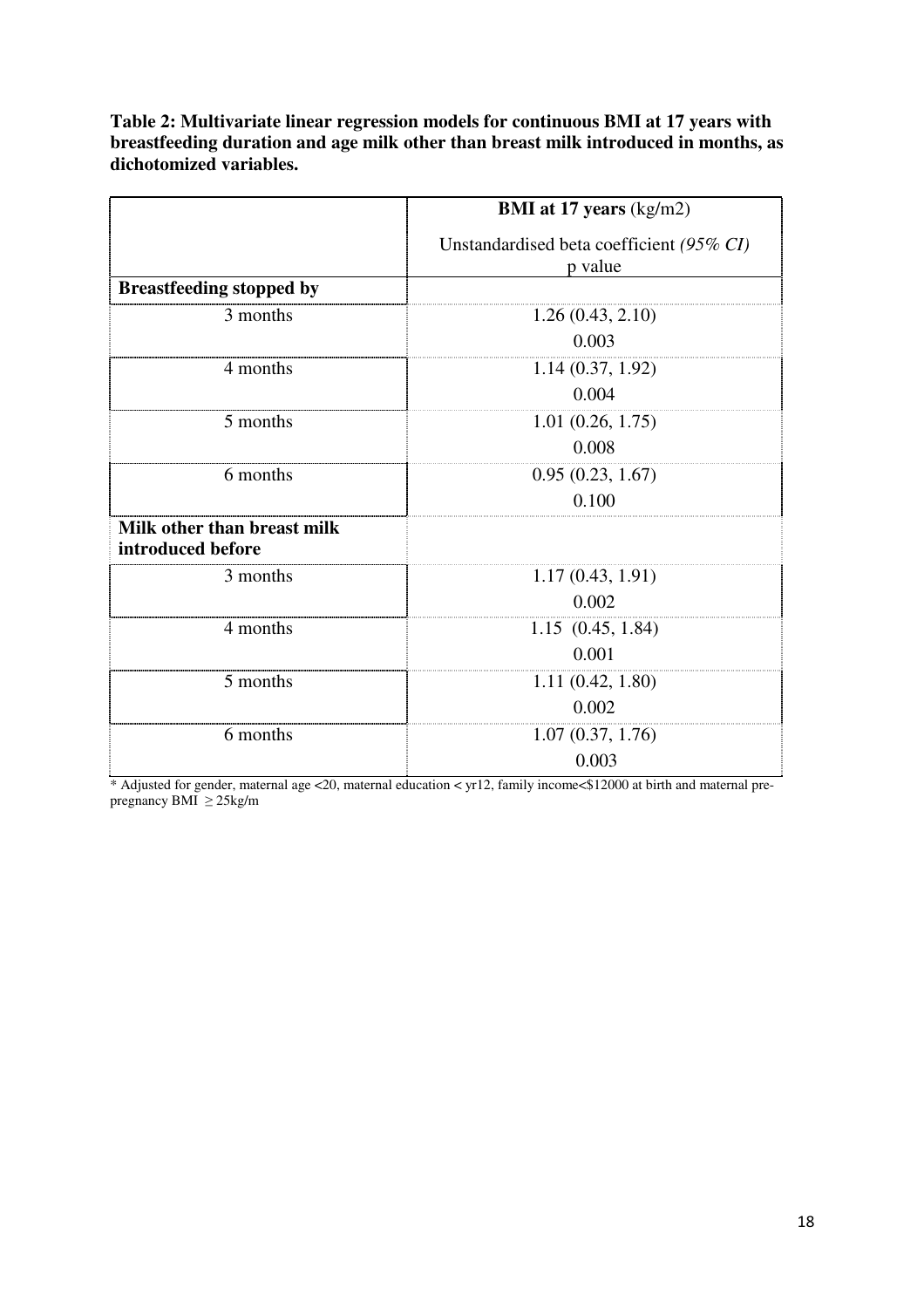**Table 2: Multivariate linear regression models for continuous BMI at 17 years with breastfeeding duration and age milk other than breast milk introduced in months, as dichotomized variables.**

| | **BMI at 17 years** (kg/m2) Unstandardised beta coefficient *(95% CI)* p value |
|---|---|
| **Breastfeeding stopped by** | |
| 3 months | 1.26 (0.43, 2.10) 0.003 |
| 4 months | 1.14 (0.37, 1.92) 0.004 |
| 5 months | 1.01 (0.26, 1.75) 0.008 |
| 6 months | 0.95 (0.23, 1.67) 0.100 |
| **Milk other than breast milk introduced before** | |
| 3 months | 1.17 (0.43, 1.91) 0.002 |
| 4 months | 1.15 (0.45, 1.84) 0.001 |
| 5 months | 1.11 (0.42, 1.80) 0.002 |
| 6 months | 1.07 (0.37, 1.76) 0.003 |

* Adjusted for gender, maternal age <20, maternal education < yr12, family income<$12000 at birth and maternal pre-pregnancy BMI $\geq$ 25kg/m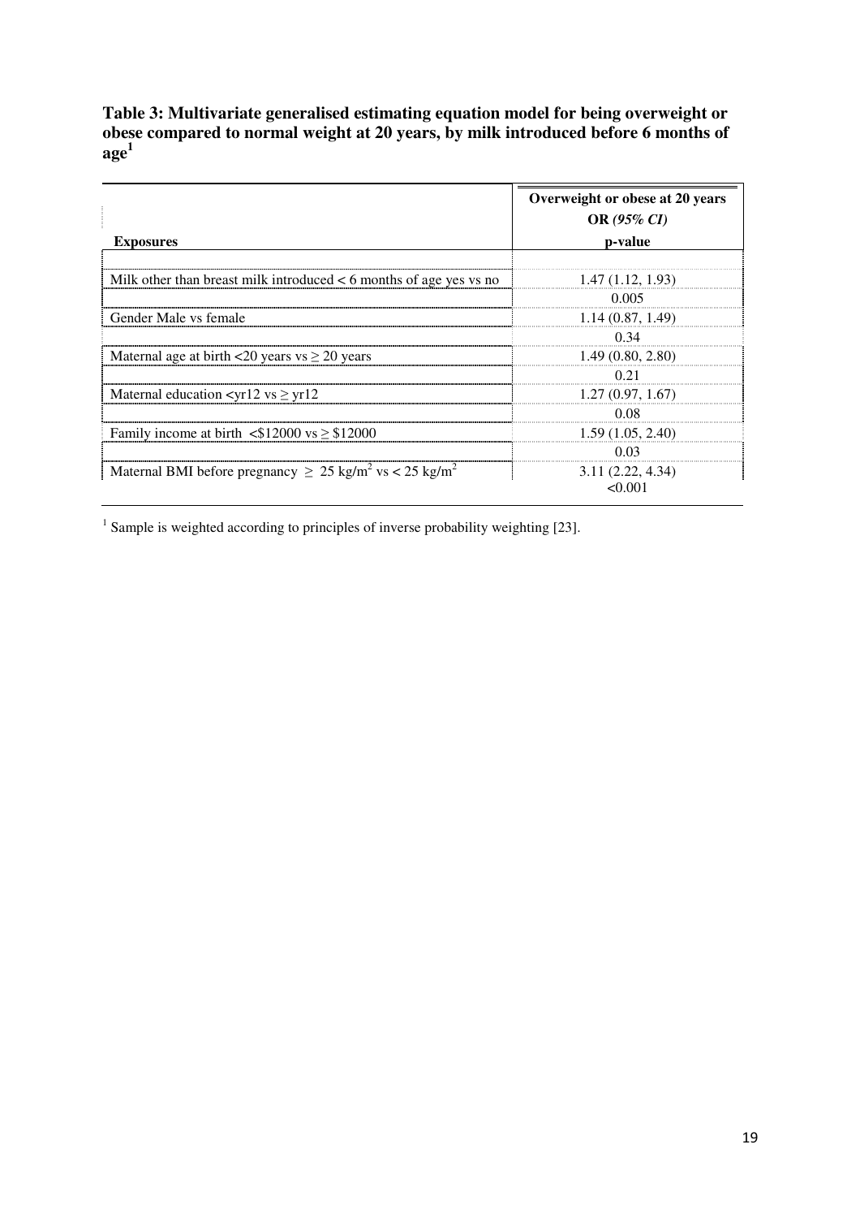**Table 3: Multivariate generalised estimating equation model for being overweight or obese compared to normal weight at 20 years, by milk introduced before 6 months of age[1]**

| Exposures | Overweight or obese at 20 years<br>OR *(95% CI)*<br>p-value |
|---|---|
| Milk other than breast milk introduced < 6 months of age yes vs no | 1.47 (1.12, 1.93)<br>0.005 |
| Gender Male vs female | 1.14 (0.87, 1.49)<br>0.34 |
| Maternal age at birth <20 years vs ≥ 20 years | 1.49 (0.80, 2.80)<br>0.21 |
| Maternal education <yr12 vs ≥ yr12 | 1.27 (0.97, 1.67)<br>0.08 |
| Family income at birth <\$12000 vs ≥ \$12000 | 1.59 (1.05, 2.40)<br>0.03 |
| Maternal BMI before pregnancy ≥ 25 $kg/m^2$ vs < 25 $kg/m^2$ | 3.11 (2.22, 4.34)<br><0.001 |

[1] Sample is weighted according to principles of inverse probability weighting [23].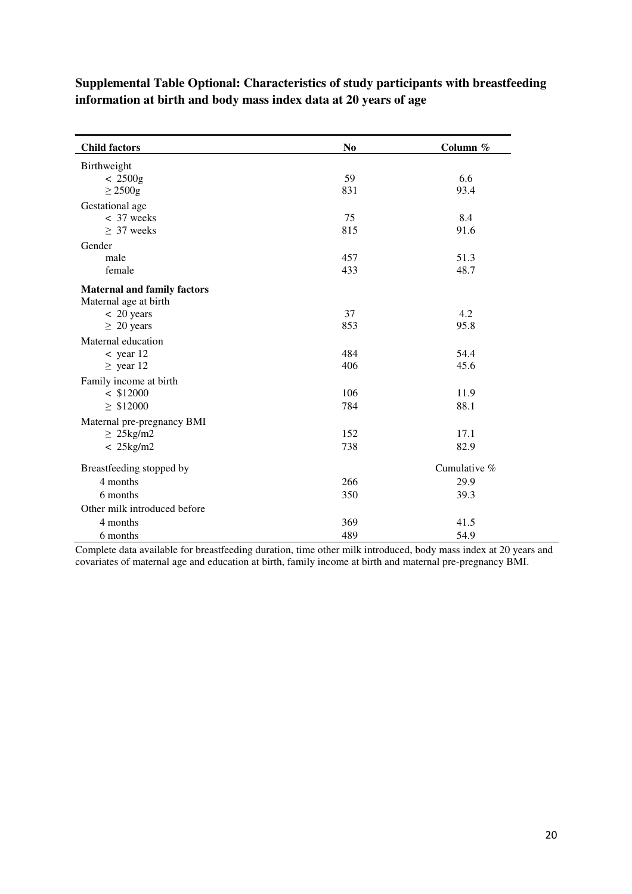**Supplemental Table Optional: Characteristics of study participants with breastfeeding information at birth and body mass index data at 20 years of age**

| **Child factors** | **No** | **Column %** |
|---|---|---|
| Birthweight | | |
| < 2500g | 59 | 6.6 |
| ≥ 2500g | 831 | 93.4 |
| Gestational age | | |
| < 37 weeks | 75 | 8.4 |
| ≥ 37 weeks | 815 | 91.6 |
| Gender | | |
| male | 457 | 51.3 |
| female | 433 | 48.7 |
| **Maternal and family factors** | | |
| Maternal age at birth | | |
| < 20 years | 37 | 4.2 |
| ≥ 20 years | 853 | 95.8 |
| Maternal education | | |
| < year 12 | 484 | 54.4 |
| ≥ year 12 | 406 | 45.6 |
| Family income at birth | | |
| < $12000 | 106 | 11.9 |
| ≥ $12000 | 784 | 88.1 |
| Maternal pre-pregnancy BMI | | |
| ≥ 25kg/m2 | 152 | 17.1 |
| < 25kg/m2 | 738 | 82.9 |
| Breastfeeding stopped by | | Cumulative % |
| 4 months | 266 | 29.9 |
| 6 months | 350 | 39.3 |
| Other milk introduced before | | |
| 4 months | 369 | 41.5 |
| 6 months | 489 | 54.9 |

Complete data available for breastfeeding duration, time other milk introduced, body mass index at 20 years and covariates of maternal age and education at birth, family income at birth and maternal pre-pregnancy BMI.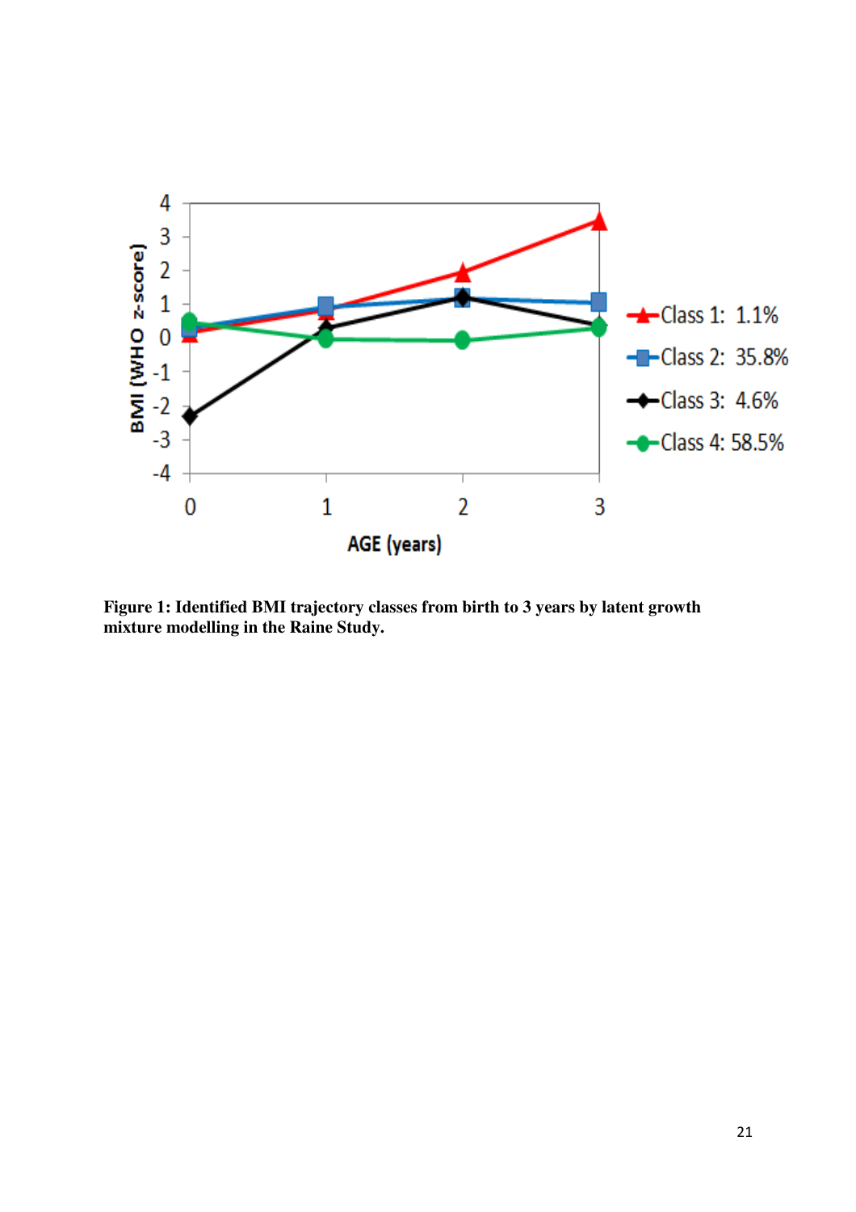**Figure 1: Identified BMI trajectory classes from birth to 3 years by latent growth mixture modelling in the Raine Study.**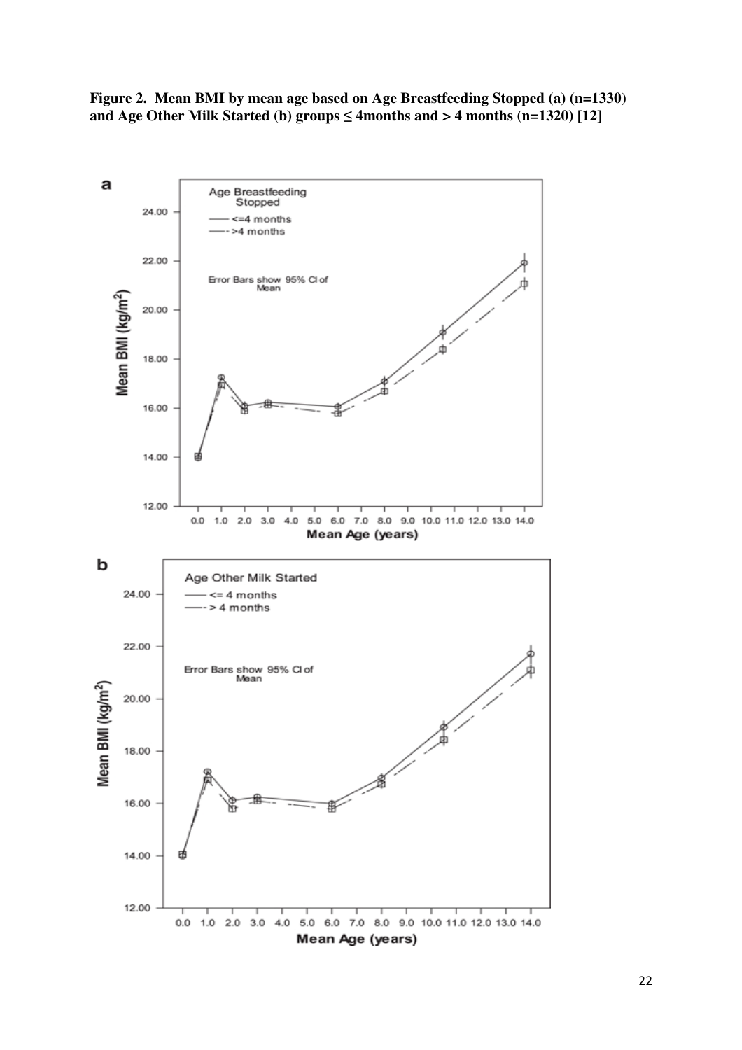**Figure 2. Mean BMI by mean age based on Age Breastfeeding Stopped (a) (n=1330) and Age Other Milk Started (b) groups ≤ 4months and > 4 months (n=1320) [12]**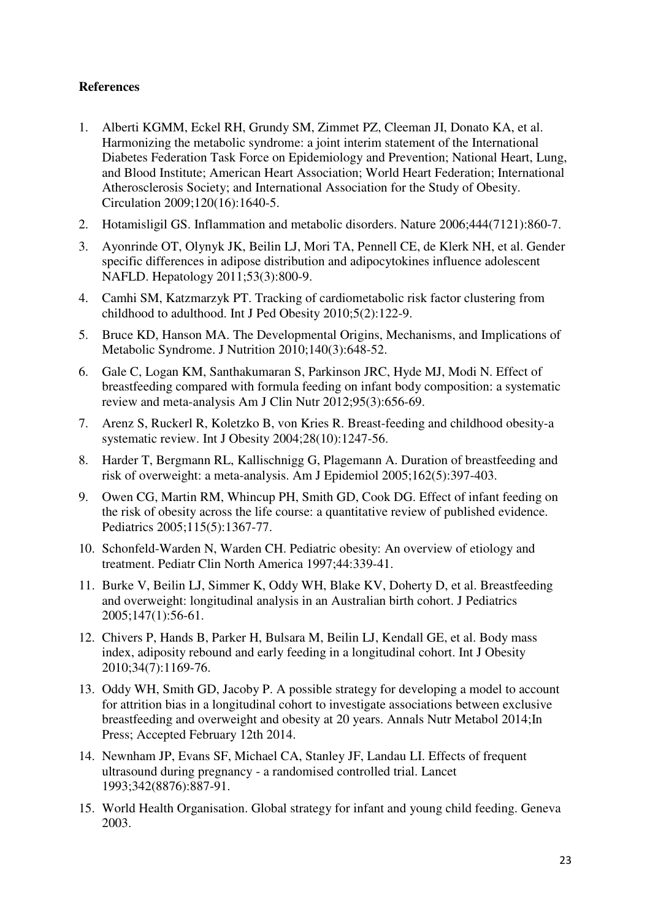**References**

1. Alberti KGMM, Eckel RH, Grundy SM, Zimmet PZ, Cleeman JI, Donato KA, et al. Harmonizing the metabolic syndrome: a joint interim statement of the International Diabetes Federation Task Force on Epidemiology and Prevention; National Heart, Lung, and Blood Institute; American Heart Association; World Heart Federation; International Atherosclerosis Society; and International Association for the Study of Obesity. Circulation 2009;120(16):1640-5.
2. Hotamisligil GS. Inflammation and metabolic disorders. Nature 2006;444(7121):860-7.
3. Ayonrinde OT, Olynyk JK, Beilin LJ, Mori TA, Pennell CE, de Klerk NH, et al. Gender specific differences in adipose distribution and adipocytokines influence adolescent NAFLD. Hepatology 2011;53(3):800-9.
4. Camhi SM, Katzmarzyk PT. Tracking of cardiometabolic risk factor clustering from childhood to adulthood. Int J Ped Obesity 2010;5(2):122-9.
5. Bruce KD, Hanson MA. The Developmental Origins, Mechanisms, and Implications of Metabolic Syndrome. J Nutrition 2010;140(3):648-52.
6. Gale C, Logan KM, Santhakumaran S, Parkinson JRC, Hyde MJ, Modi N. Effect of breastfeeding compared with formula feeding on infant body composition: a systematic review and meta-analysis Am J Clin Nutr 2012;95(3):656-69.
7. Arenz S, Ruckerl R, Koletzko B, von Kries R. Breast-feeding and childhood obesity-a systematic review. Int J Obesity 2004;28(10):1247-56.
8. Harder T, Bergmann RL, Kallischnigg G, Plagemann A. Duration of breastfeeding and risk of overweight: a meta-analysis. Am J Epidemiol 2005;162(5):397-403.
9. Owen CG, Martin RM, Whincup PH, Smith GD, Cook DG. Effect of infant feeding on the risk of obesity across the life course: a quantitative review of published evidence. Pediatrics 2005;115(5):1367-77.
10. Schonfeld-Warden N, Warden CH. Pediatric obesity: An overview of etiology and treatment. Pediatr Clin North America 1997;44:339-41.
11. Burke V, Beilin LJ, Simmer K, Oddy WH, Blake KV, Doherty D, et al. Breastfeeding and overweight: longitudinal analysis in an Australian birth cohort. J Pediatrics 2005;147(1):56-61.
12. Chivers P, Hands B, Parker H, Bulsara M, Beilin LJ, Kendall GE, et al. Body mass index, adiposity rebound and early feeding in a longitudinal cohort. Int J Obesity 2010;34(7):1169-76.
13. Oddy WH, Smith GD, Jacoby P. A possible strategy for developing a model to account for attrition bias in a longitudinal cohort to investigate associations between exclusive breastfeeding and overweight and obesity at 20 years. Annals Nutr Metabol 2014;In Press; Accepted February 12th 2014.
14. Newnham JP, Evans SF, Michael CA, Stanley JF, Landau LI. Effects of frequent ultrasound during pregnancy - a randomised controlled trial. Lancet 1993;342(8876):887-91.
15. World Health Organisation. Global strategy for infant and young child feeding. Geneva 2003.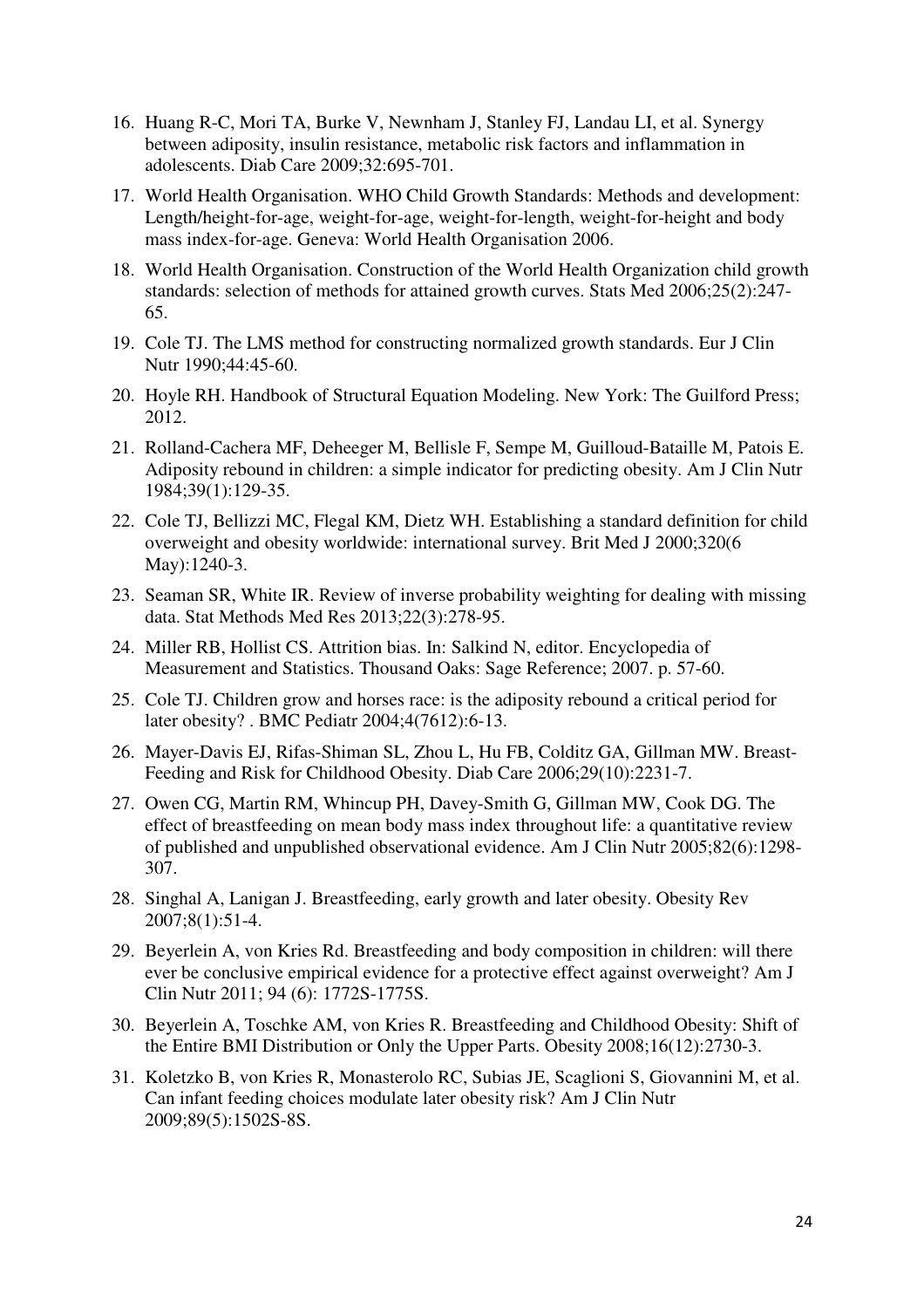16. Huang R-C, Mori TA, Burke V, Newnham J, Stanley FJ, Landau LI, et al. Synergy between adiposity, insulin resistance, metabolic risk factors and inflammation in adolescents. Diab Care 2009;32:695-701.
17. World Health Organisation. WHO Child Growth Standards: Methods and development: Length/height-for-age, weight-for-age, weight-for-length, weight-for-height and body mass index-for-age. Geneva: World Health Organisation 2006.
18. World Health Organisation. Construction of the World Health Organization child growth standards: selection of methods for attained growth curves. Stats Med 2006;25(2):247-65.
19. Cole TJ. The LMS method for constructing normalized growth standards. Eur J Clin Nutr 1990;44:45-60.
20. Hoyle RH. Handbook of Structural Equation Modeling. New York: The Guilford Press; 2012.
21. Rolland-Cachera MF, Deheeger M, Bellisle F, Sempe M, Guilloud-Bataille M, Patois E. Adiposity rebound in children: a simple indicator for predicting obesity. Am J Clin Nutr 1984;39(1):129-35.
22. Cole TJ, Bellizzi MC, Flegal KM, Dietz WH. Establishing a standard definition for child overweight and obesity worldwide: international survey. Brit Med J 2000;320(6 May):1240-3.
23. Seaman SR, White IR. Review of inverse probability weighting for dealing with missing data. Stat Methods Med Res 2013;22(3):278-95.
24. Miller RB, Hollist CS. Attrition bias. In: Salkind N, editor. Encyclopedia of Measurement and Statistics. Thousand Oaks: Sage Reference; 2007. p. 57-60.
25. Cole TJ. Children grow and horses race: is the adiposity rebound a critical period for later obesity? . BMC Pediatr 2004;4(7612):6-13.
26. Mayer-Davis EJ, Rifas-Shiman SL, Zhou L, Hu FB, Colditz GA, Gillman MW. Breast-Feeding and Risk for Childhood Obesity. Diab Care 2006;29(10):2231-7.
27. Owen CG, Martin RM, Whincup PH, Davey-Smith G, Gillman MW, Cook DG. The effect of breastfeeding on mean body mass index throughout life: a quantitative review of published and unpublished observational evidence. Am J Clin Nutr 2005;82(6):1298-307.
28. Singhal A, Lanigan J. Breastfeeding, early growth and later obesity. Obesity Rev 2007;8(1):51-4.
29. Beyerlein A, von Kries Rd. Breastfeeding and body composition in children: will there ever be conclusive empirical evidence for a protective effect against overweight? Am J Clin Nutr 2011; 94 (6): 1772S-1775S.
30. Beyerlein A, Toschke AM, von Kries R. Breastfeeding and Childhood Obesity: Shift of the Entire BMI Distribution or Only the Upper Parts. Obesity 2008;16(12):2730-3.
31. Koletzko B, von Kries R, Monasterolo RC, Subias JE, Scaglioni S, Giovannini M, et al. Can infant feeding choices modulate later obesity risk? Am J Clin Nutr 2009;89(5):1502S-8S.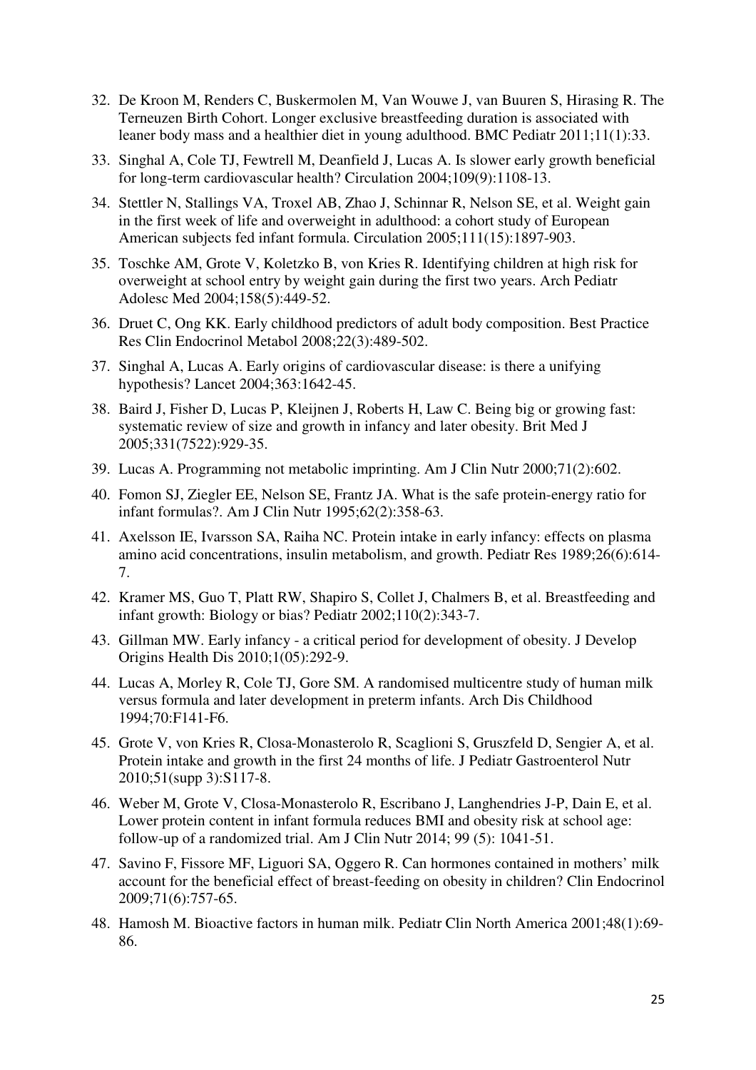32. De Kroon M, Renders C, Buskermolen M, Van Wouwe J, van Buuren S, Hirasing R. The Terneuzen Birth Cohort. Longer exclusive breastfeeding duration is associated with leaner body mass and a healthier diet in young adulthood. BMC Pediatr 2011;11(1):33.
33. Singhal A, Cole TJ, Fewtrell M, Deanfield J, Lucas A. Is slower early growth beneficial for long-term cardiovascular health? Circulation 2004;109(9):1108-13.
34. Stettler N, Stallings VA, Troxel AB, Zhao J, Schinnar R, Nelson SE, et al. Weight gain in the first week of life and overweight in adulthood: a cohort study of European American subjects fed infant formula. Circulation 2005;111(15):1897-903.
35. Toschke AM, Grote V, Koletzko B, von Kries R. Identifying children at high risk for overweight at school entry by weight gain during the first two years. Arch Pediatr Adolesc Med 2004;158(5):449-52.
36. Druet C, Ong KK. Early childhood predictors of adult body composition. Best Practice Res Clin Endocrinol Metabol 2008;22(3):489-502.
37. Singhal A, Lucas A. Early origins of cardiovascular disease: is there a unifying hypothesis? Lancet 2004;363:1642-45.
38. Baird J, Fisher D, Lucas P, Kleijnen J, Roberts H, Law C. Being big or growing fast: systematic review of size and growth in infancy and later obesity. Brit Med J 2005;331(7522):929-35.
39. Lucas A. Programming not metabolic imprinting. Am J Clin Nutr 2000;71(2):602.
40. Fomon SJ, Ziegler EE, Nelson SE, Frantz JA. What is the safe protein-energy ratio for infant formulas?. Am J Clin Nutr 1995;62(2):358-63.
41. Axelsson IE, Ivarsson SA, Raiha NC. Protein intake in early infancy: effects on plasma amino acid concentrations, insulin metabolism, and growth. Pediatr Res 1989;26(6):614-7.
42. Kramer MS, Guo T, Platt RW, Shapiro S, Collet J, Chalmers B, et al. Breastfeeding and infant growth: Biology or bias? Pediatr 2002;110(2):343-7.
43. Gillman MW. Early infancy - a critical period for development of obesity. J Develop Origins Health Dis 2010;1(05):292-9.
44. Lucas A, Morley R, Cole TJ, Gore SM. A randomised multicentre study of human milk versus formula and later development in preterm infants. Arch Dis Childhood 1994;70:F141-F6.
45. Grote V, von Kries R, Closa-Monasterolo R, Scaglioni S, Gruszfeld D, Sengier A, et al. Protein intake and growth in the first 24 months of life. J Pediatr Gastroenterol Nutr 2010;51(supp 3):S117-8.
46. Weber M, Grote V, Closa-Monasterolo R, Escribano J, Langhendries J-P, Dain E, et al. Lower protein content in infant formula reduces BMI and obesity risk at school age: follow-up of a randomized trial. Am J Clin Nutr 2014; 99 (5): 1041-51.
47. Savino F, Fissore MF, Liguori SA, Oggero R. Can hormones contained in mothers' milk account for the beneficial effect of breast-feeding on obesity in children? Clin Endocrinol 2009;71(6):757-65.
48. Hamosh M. Bioactive factors in human milk. Pediatr Clin North America 2001;48(1):69-86.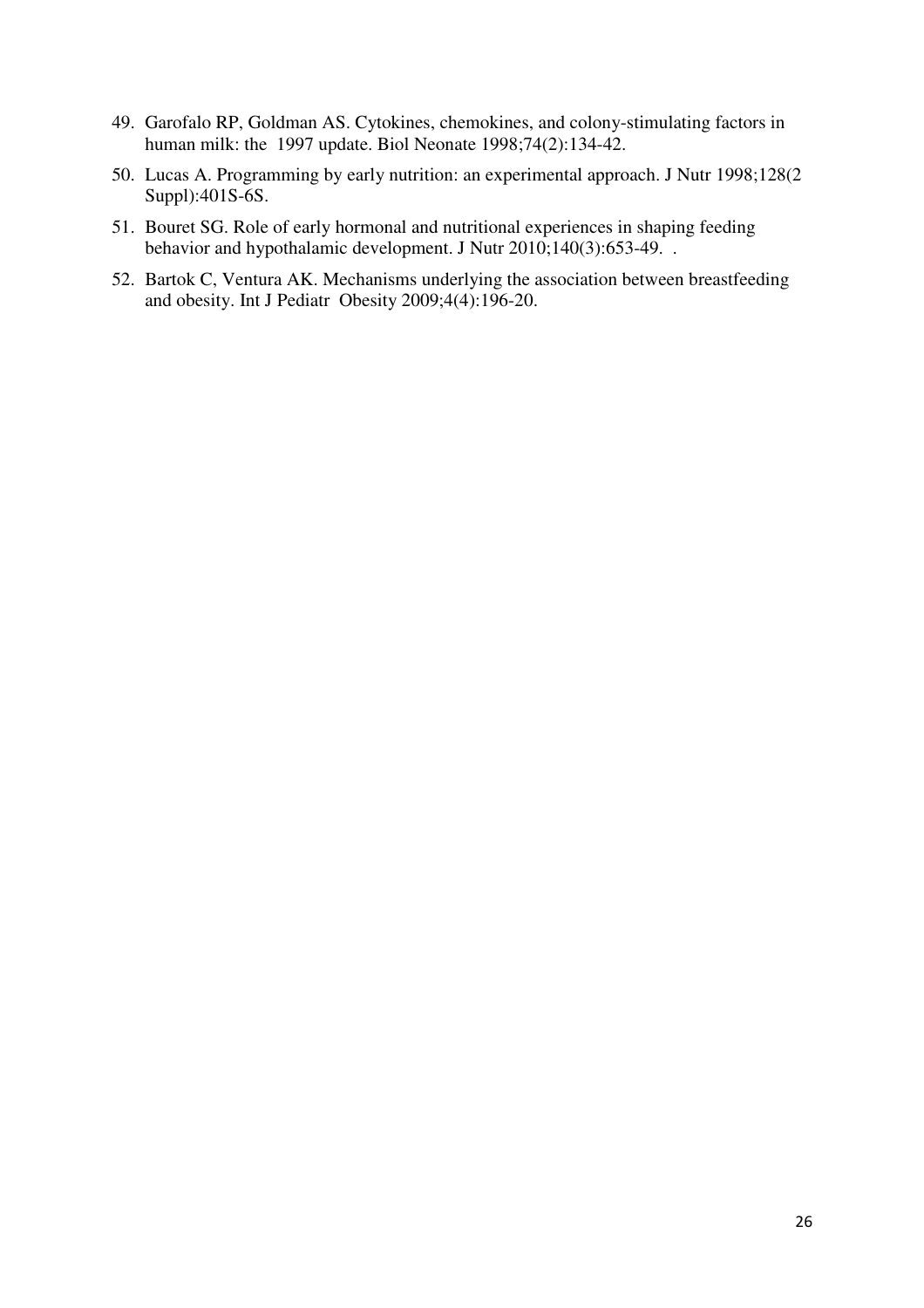49. Garofalo RP, Goldman AS. Cytokines, chemokines, and colony-stimulating factors in human milk: the 1997 update. Biol Neonate 1998;74(2):134-42.
50. Lucas A. Programming by early nutrition: an experimental approach. J Nutr 1998;128(2 Suppl):401S-6S.
51. Bouret SG. Role of early hormonal and nutritional experiences in shaping feeding behavior and hypothalamic development. J Nutr 2010;140(3):653-49. .
52. Bartok C, Ventura AK. Mechanisms underlying the association between breastfeeding and obesity. Int J Pediatr Obesity 2009;4(4):196-20.